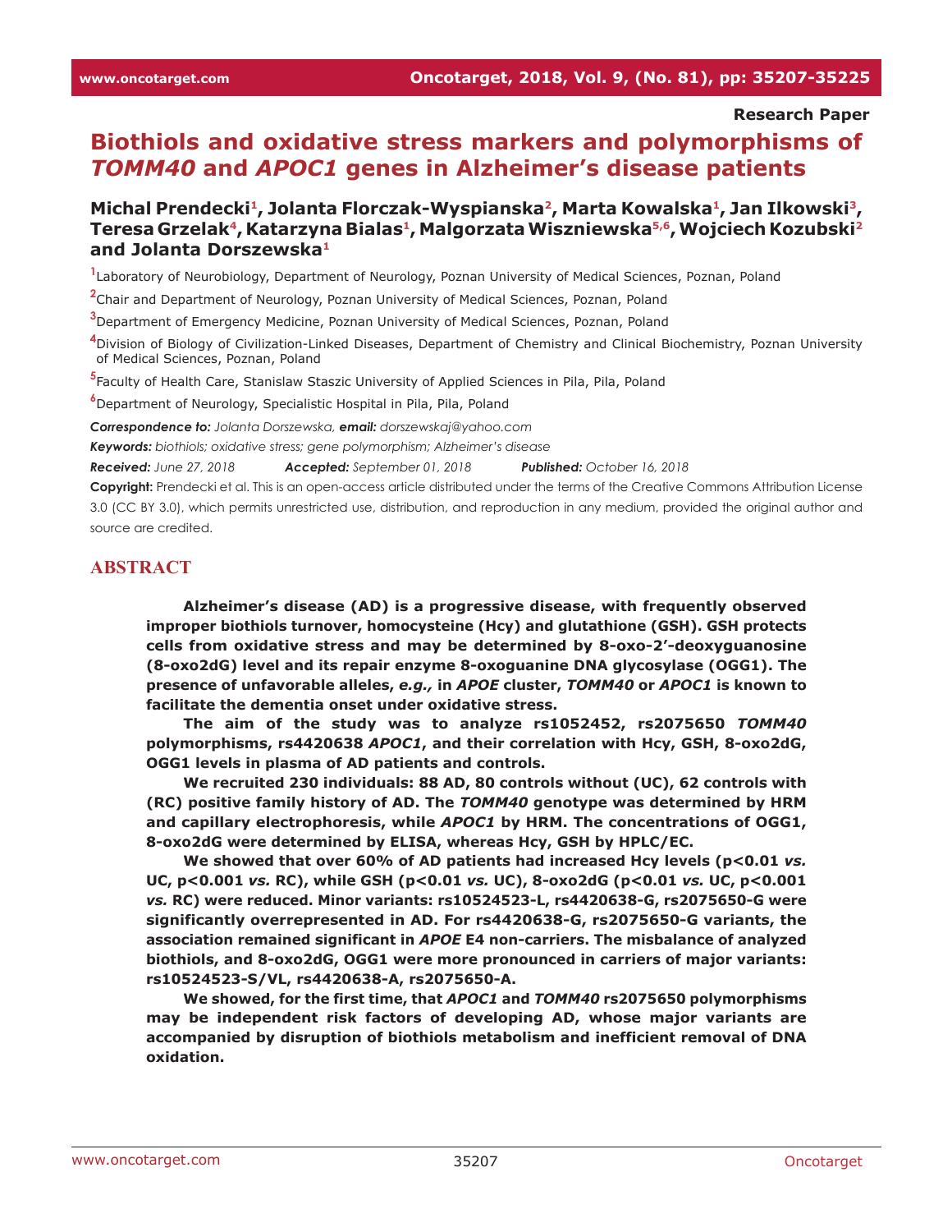Research Paper

# Biothiols and oxidative stress markers and polymorphisms of *TOMM40* and *APOC1* genes in Alzheimer's disease patients

**Michal Prendecki[1], Jolanta Florczak-Wyspianska[2], Marta Kowalska[1], Jan Ilkowski[3], Teresa Grzelak[4], Katarzyna Bialas[1], Malgorzata Wiszniewska[5,6], Wojciech Kozubski[2] and Jolanta Dorszewska[1]**

[1]Laboratory of Neurobiology, Department of Neurology, Poznan University of Medical Sciences, Poznan, Poland

[2]Chair and Department of Neurology, Poznan University of Medical Sciences, Poznan, Poland

[3]Department of Emergency Medicine, Poznan University of Medical Sciences, Poznan, Poland

[4]Division of Biology of Civilization-Linked Diseases, Department of Chemistry and Clinical Biochemistry, Poznan University of Medical Sciences, Poznan, Poland

[5]Faculty of Health Care, Stanislaw Staszic University of Applied Sciences in Pila, Pila, Poland

[6]Department of Neurology, Specialistic Hospital in Pila, Pila, Poland

***Correspondence to:*** *Jolanta Dorszewska,* ***email:*** *dorszewskaj@yahoo.com*

***Keywords:*** *biothiols; oxidative stress; gene polymorphism; Alzheimer's disease*

***Received:*** *June 27, 2018* ***Accepted:*** *September 01, 2018* ***Published:*** *October 16, 2018*

**Copyright:** Prendecki et al. This is an open-access article distributed under the terms of the Creative Commons Attribution License 3.0 (CC BY 3.0), which permits unrestricted use, distribution, and reproduction in any medium, provided the original author and source are credited.

## ABSTRACT

**Alzheimer's disease (AD) is a progressive disease, with frequently observed improper biothiols turnover, homocysteine (Hcy) and glutathione (GSH). GSH protects cells from oxidative stress and may be determined by 8-oxo-2'-deoxyguanosine (8-oxo2dG) level and its repair enzyme 8-oxoguanine DNA glycosylase (OGG1). The presence of unfavorable alleles, *e.g.,* in *APOE* cluster, *TOMM40* or *APOC1* is known to facilitate the dementia onset under oxidative stress.**

**The aim of the study was to analyze rs1052452, rs2075650 *TOMM40* polymorphisms, rs4420638 *APOC1*, and their correlation with Hcy, GSH, 8-oxo2dG, OGG1 levels in plasma of AD patients and controls.**

**We recruited 230 individuals: 88 AD, 80 controls without (UC), 62 controls with (RC) positive family history of AD. The *TOMM40* genotype was determined by HRM and capillary electrophoresis, while *APOC1* by HRM. The concentrations of OGG1, 8-oxo2dG were determined by ELISA, whereas Hcy, GSH by HPLC/EC.**

**We showed that over 60% of AD patients had increased Hcy levels ($p<0.01$ *vs.* UC, $p<0.001$ *vs.* RC), while GSH ($p<0.01$ *vs.* UC), 8-oxo2dG ($p<0.01$ *vs.* UC, $p<0.001$ *vs.* RC) were reduced. Minor variants: rs10524523-L, rs4420638-G, rs2075650-G were significantly overrepresented in AD. For rs4420638-G, rs2075650-G variants, the association remained significant in *APOE* E4 non-carriers. The misbalance of analyzed biothiols, and 8-oxo2dG, OGG1 were more pronounced in carriers of major variants: rs10524523-S/VL, rs4420638-A, rs2075650-A.**

**We showed, for the first time, that *APOC1* and *TOMM40* rs2075650 polymorphisms may be independent risk factors of developing AD, whose major variants are accompanied by disruption of biothiols metabolism and inefficient removal of DNA oxidation.**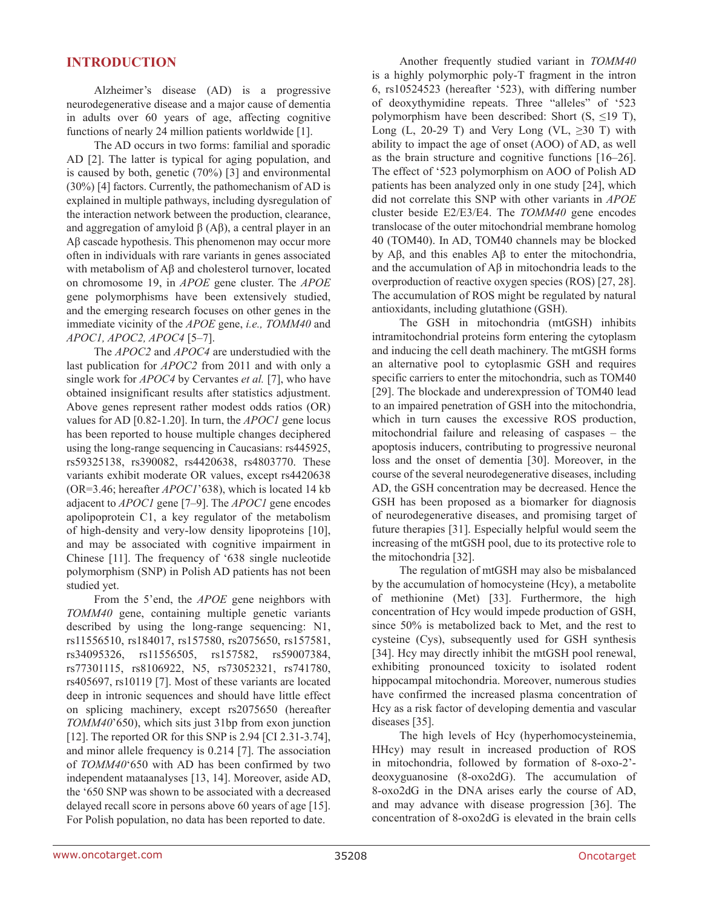## INTRODUCTION

Alzheimer's disease (AD) is a progressive neurodegenerative disease and a major cause of dementia in adults over 60 years of age, affecting cognitive functions of nearly 24 million patients worldwide [1].

The AD occurs in two forms: familial and sporadic AD [2]. The latter is typical for aging population, and is caused by both, genetic (70%) [3] and environmental (30%) [4] factors. Currently, the pathomechanism of AD is explained in multiple pathways, including dysregulation of the interaction network between the production, clearance, and aggregation of amyloid β (Aβ), a central player in an Aβ cascade hypothesis. This phenomenon may occur more often in individuals with rare variants in genes associated with metabolism of Aβ and cholesterol turnover, located on chromosome 19, in *APOE* gene cluster. The *APOE* gene polymorphisms have been extensively studied, and the emerging research focuses on other genes in the immediate vicinity of the *APOE* gene, *i.e., TOMM40* and *APOC1, APOC2, APOC4* [5–7].

The *APOC2* and *APOC4* are understudied with the last publication for *APOC2* from 2011 and with only a single work for *APOC4* by Cervantes *et al.* [7], who have obtained insignificant results after statistics adjustment. Above genes represent rather modest odds ratios (OR) values for AD [0.82-1.20]. In turn, the *APOC1* gene locus has been reported to house multiple changes deciphered using the long-range sequencing in Caucasians: rs445925, rs59325138, rs390082, rs4420638, rs4803770. These variants exhibit moderate OR values, except rs4420638 (OR=3.46; hereafter *APOC1*'638), which is located 14 kb adjacent to *APOC1* gene [7–9]. The *APOC1* gene encodes apolipoprotein C1, a key regulator of the metabolism of high-density and very-low density lipoproteins [10], and may be associated with cognitive impairment in Chinese [11]. The frequency of '638 single nucleotide polymorphism (SNP) in Polish AD patients has not been studied yet.

From the 5'end, the *APOE* gene neighbors with *TOMM40* gene, containing multiple genetic variants described by using the long-range sequencing: N1, rs11556510, rs184017, rs157580, rs2075650, rs157581, rs34095326, rs11556505, rs157582, rs59007384, rs77301115, rs8106922, N5, rs73052321, rs741780, rs405697, rs10119 [7]. Most of these variants are located deep in intronic sequences and should have little effect on splicing machinery, except rs2075650 (hereafter *TOMM40*'650), which sits just 31bp from exon junction [12]. The reported OR for this SNP is 2.94 [CI 2.31-3.74], and minor allele frequency is 0.214 [7]. The association of *TOMM40*'650 with AD has been confirmed by two independent mataanalyses [13, 14]. Moreover, aside AD, the '650 SNP was shown to be associated with a decreased delayed recall score in persons above 60 years of age [15]. For Polish population, no data has been reported to date.

Another frequently studied variant in *TOMM40* is a highly polymorphic poly-T fragment in the intron 6, rs10524523 (hereafter '523), with differing number of deoxythymidine repeats. Three "alleles" of '523 polymorphism have been described: Short (S, ≤19 T), Long (L, 20-29 T) and Very Long (VL, ≥30 T) with ability to impact the age of onset (AOO) of AD, as well as the brain structure and cognitive functions [16–26]. The effect of '523 polymorphism on AOO of Polish AD patients has been analyzed only in one study [24], which did not correlate this SNP with other variants in *APOE* cluster beside E2/E3/E4. The *TOMM40* gene encodes translocase of the outer mitochondrial membrane homolog 40 (TOM40). In AD, TOM40 channels may be blocked by Aβ, and this enables Aβ to enter the mitochondria, and the accumulation of Aβ in mitochondria leads to the overproduction of reactive oxygen species (ROS) [27, 28]. The accumulation of ROS might be regulated by natural antioxidants, including glutathione (GSH).

The GSH in mitochondria (mtGSH) inhibits intramitochondrial proteins form entering the cytoplasm and inducing the cell death machinery. The mtGSH forms an alternative pool to cytoplasmic GSH and requires specific carriers to enter the mitochondria, such as TOM40 [29]. The blockade and underexpression of TOM40 lead to an impaired penetration of GSH into the mitochondria, which in turn causes the excessive ROS production, mitochondrial failure and releasing of caspases – the apoptosis inducers, contributing to progressive neuronal loss and the onset of dementia [30]. Moreover, in the course of the several neurodegenerative diseases, including AD, the GSH concentration may be decreased. Hence the GSH has been proposed as a biomarker for diagnosis of neurodegenerative diseases, and promising target of future therapies [31]. Especially helpful would seem the increasing of the mtGSH pool, due to its protective role to the mitochondria [32].

The regulation of mtGSH may also be misbalanced by the accumulation of homocysteine (Hcy), a metabolite of methionine (Met) [33]. Furthermore, the high concentration of Hcy would impede production of GSH, since 50% is metabolized back to Met, and the rest to cysteine (Cys), subsequently used for GSH synthesis [34]. Hcy may directly inhibit the mtGSH pool renewal, exhibiting pronounced toxicity to isolated rodent hippocampal mitochondria. Moreover, numerous studies have confirmed the increased plasma concentration of Hcy as a risk factor of developing dementia and vascular diseases [35].

The high levels of Hcy (hyperhomocysteinemia, HHcy) may result in increased production of ROS in mitochondria, followed by formation of 8-oxo-2'-deoxyguanosine (8-oxo2dG). The accumulation of 8-oxo2dG in the DNA arises early the course of AD, and may advance with disease progression [36]. The concentration of 8-oxo2dG is elevated in the brain cells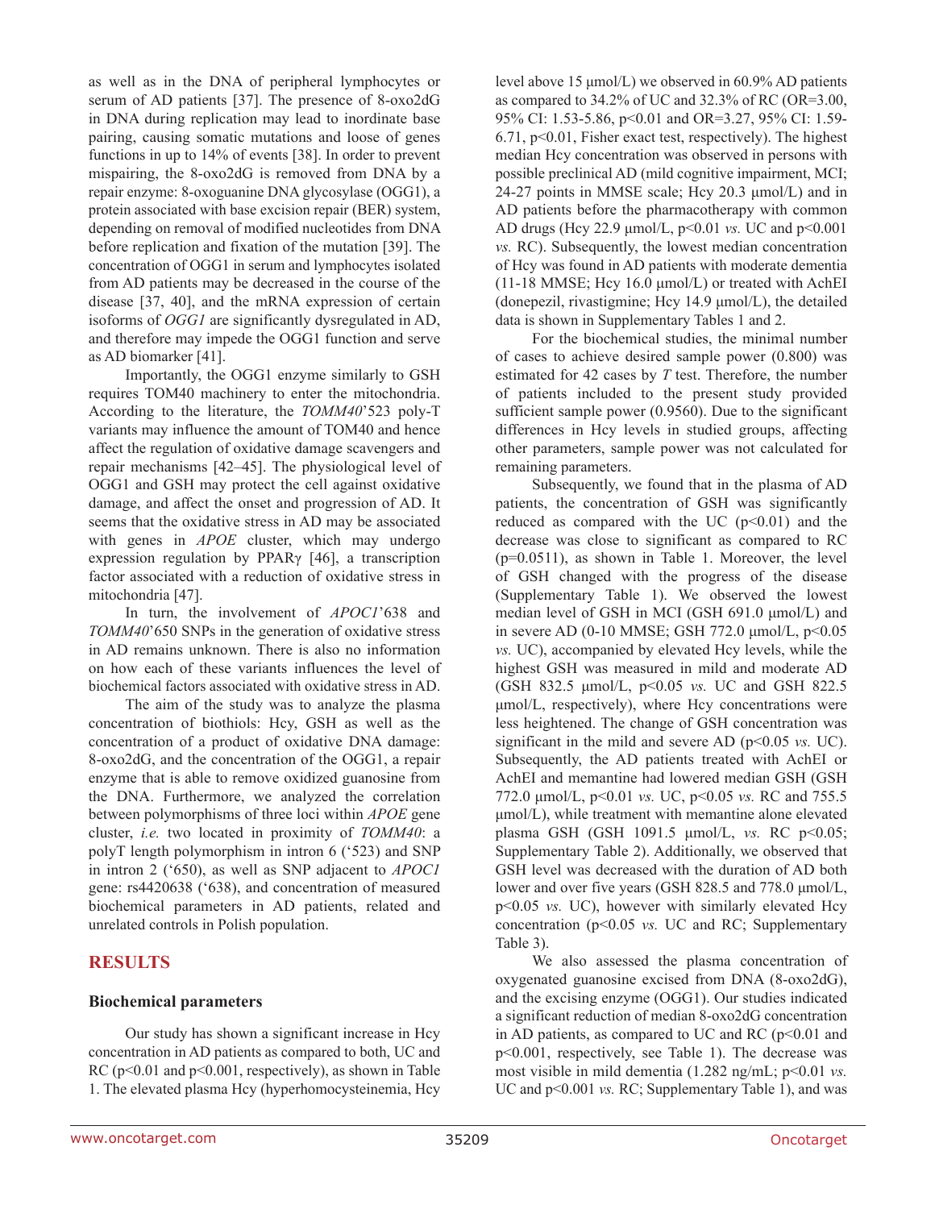as well as in the DNA of peripheral lymphocytes or serum of AD patients [37]. The presence of 8-oxo2dG in DNA during replication may lead to inordinate base pairing, causing somatic mutations and loose of genes functions in up to 14% of events [38]. In order to prevent mispairing, the 8-oxo2dG is removed from DNA by a repair enzyme: 8-oxoguanine DNA glycosylase (OGG1), a protein associated with base excision repair (BER) system, depending on removal of modified nucleotides from DNA before replication and fixation of the mutation [39]. The concentration of OGG1 in serum and lymphocytes isolated from AD patients may be decreased in the course of the disease [37, 40], and the mRNA expression of certain isoforms of *OGG1* are significantly dysregulated in AD, and therefore may impede the OGG1 function and serve as AD biomarker [41].

Importantly, the OGG1 enzyme similarly to GSH requires TOM40 machinery to enter the mitochondria. According to the literature, the *TOMM40*'523 poly-T variants may influence the amount of TOM40 and hence affect the regulation of oxidative damage scavengers and repair mechanisms [42–45]. The physiological level of OGG1 and GSH may protect the cell against oxidative damage, and affect the onset and progression of AD. It seems that the oxidative stress in AD may be associated with genes in *APOE* cluster, which may undergo expression regulation by PPARγ [46], a transcription factor associated with a reduction of oxidative stress in mitochondria [47].

In turn, the involvement of *APOC1*'638 and *TOMM40*'650 SNPs in the generation of oxidative stress in AD remains unknown. There is also no information on how each of these variants influences the level of biochemical factors associated with oxidative stress in AD.

The aim of the study was to analyze the plasma concentration of biothiols: Hcy, GSH as well as the concentration of a product of oxidative DNA damage: 8-oxo2dG, and the concentration of the OGG1, a repair enzyme that is able to remove oxidized guanosine from the DNA. Furthermore, we analyzed the correlation between polymorphisms of three loci within *APOE* gene cluster, *i.e.* two located in proximity of *TOMM40*: a polyT length polymorphism in intron 6 ('523) and SNP in intron 2 ('650), as well as SNP adjacent to *APOC1* gene: rs4420638 ('638), and concentration of measured biochemical parameters in AD patients, related and unrelated controls in Polish population.

## RESULTS

### Biochemical parameters

Our study has shown a significant increase in Hcy concentration in AD patients as compared to both, UC and RC ($p<0.01$ and $p<0.001$, respectively), as shown in Table 1. The elevated plasma Hcy (hyperhomocysteinemia, Hcy level above 15 μmol/L) we observed in 60.9% AD patients as compared to 34.2% of UC and 32.3% of RC (OR=3.00, 95% CI: 1.53-5.86, $p<0.01$ and OR=3.27, 95% CI: 1.59-6.71, $p<0.01$, Fisher exact test, respectively). The highest median Hcy concentration was observed in persons with possible preclinical AD (mild cognitive impairment, MCI; 24-27 points in MMSE scale; Hcy 20.3 μmol/L) and in AD patients before the pharmacotherapy with common AD drugs (Hcy 22.9 μmol/L, $p<0.01$ *vs.* UC and $p<0.001$ *vs.* RC). Subsequently, the lowest median concentration of Hcy was found in AD patients with moderate dementia (11-18 MMSE; Hcy 16.0 μmol/L) or treated with AchEI (donepezil, rivastigmine; Hcy 14.9 μmol/L), the detailed data is shown in Supplementary Tables 1 and 2.

For the biochemical studies, the minimal number of cases to achieve desired sample power (0.800) was estimated for 42 cases by *T* test. Therefore, the number of patients included to the present study provided sufficient sample power (0.9560). Due to the significant differences in Hcy levels in studied groups, affecting other parameters, sample power was not calculated for remaining parameters.

Subsequently, we found that in the plasma of AD patients, the concentration of GSH was significantly reduced as compared with the UC ($p<0.01$) and the decrease was close to significant as compared to RC ($p=0.0511$), as shown in Table 1. Moreover, the level of GSH changed with the progress of the disease (Supplementary Table 1). We observed the lowest median level of GSH in MCI (GSH 691.0 μmol/L) and in severe AD (0-10 MMSE; GSH 772.0 μmol/L, $p<0.05$ *vs.* UC), accompanied by elevated Hcy levels, while the highest GSH was measured in mild and moderate AD (GSH 832.5 μmol/L, $p<0.05$ *vs.* UC and GSH 822.5 μmol/L, respectively), where Hcy concentrations were less heightened. The change of GSH concentration was significant in the mild and severe AD ($p<0.05$ *vs.* UC). Subsequently, the AD patients treated with AchEI or AchEI and memantine had lowered median GSH (GSH 772.0 μmol/L, $p<0.01$ *vs.* UC, $p<0.05$ *vs.* RC and 755.5 μmol/L), while treatment with memantine alone elevated plasma GSH (GSH 1091.5 μmol/L, *vs.* RC $p<0.05$; Supplementary Table 2). Additionally, we observed that GSH level was decreased with the duration of AD both lower and over five years (GSH 828.5 and 778.0 μmol/L, $p<0.05$ *vs.* UC), however with similarly elevated Hcy concentration ($p<0.05$ *vs.* UC and RC; Supplementary Table 3).

We also assessed the plasma concentration of oxygenated guanosine excised from DNA (8-oxo2dG), and the excising enzyme (OGG1). Our studies indicated a significant reduction of median 8-oxo2dG concentration in AD patients, as compared to UC and RC ($p<0.01$ and $p<0.001$, respectively, see Table 1). The decrease was most visible in mild dementia (1.282 ng/mL; $p<0.01$ *vs.* UC and $p<0.001$ *vs.* RC; Supplementary Table 1), and was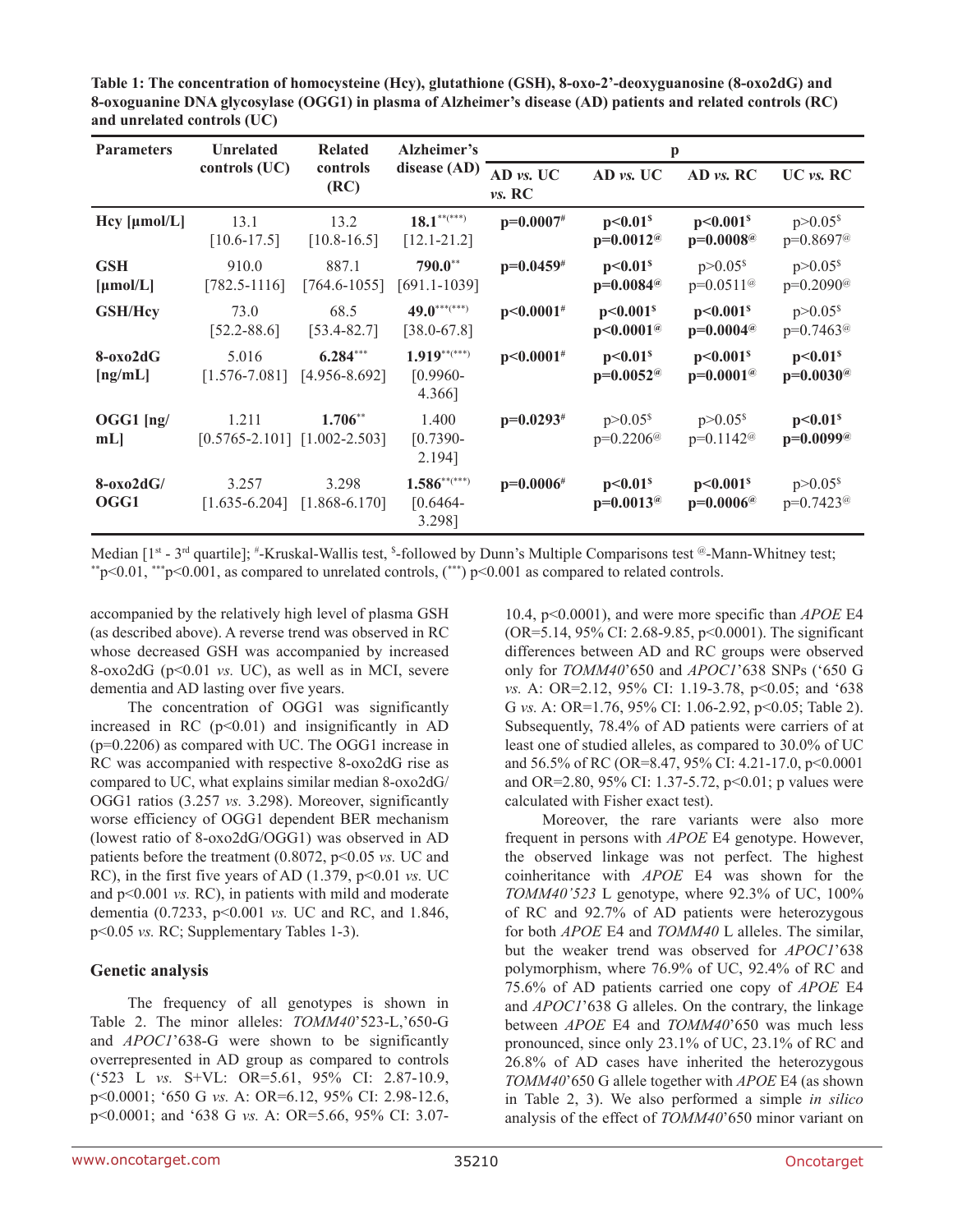**Table 1: The concentration of homocysteine (Hcy), glutathione (GSH), 8-oxo-2'-deoxyguanosine (8-oxo2dG) and 8-oxoguanine DNA glycosylase (OGG1) in plasma of Alzheimer's disease (AD) patients and related controls (RC) and unrelated controls (UC)**

| Parameters | Unrelated controls (UC) | Related controls (RC) | Alzheimer's disease (AD) | p | | | |
|---|---|---|---|---|---|---|---|
| | | | | AD *vs.* UC *vs.* RC | AD *vs.* UC | AD *vs.* RC | UC *vs.* RC |
| **Hcy [µmol/L]** | 13.1 [10.6-17.5] | 13.2 [10.8-16.5] | **18.1**$^{**(***)}$ [12.1-21.2] | **p=0.0007**$^{\#}$ | **p<0.01**$^{\$}$ **p=0.0012**$^{@}$ | **p<0.001**$^{\$}$ **p=0.0008**$^{@}$ | p>0.05$^{\$}$ p=0.8697$^{@}$ |
| **GSH [µmol/L]** | 910.0 [782.5-1116] | 887.1 [764.6-1055] | **790.0**$^{**}$ [691.1-1039] | **p=0.0459**$^{\#}$ | **p<0.01**$^{\$}$ **p=0.0084**$^{@}$ | p>0.05$^{\$}$ p=0.0511$^{@}$ | p>0.05$^{\$}$ p=0.2090$^{@}$ |
| **GSH/Hcy** | 73.0 [52.2-88.6] | 68.5 [53.4-82.7] | **49.0**$^{***(***)}$ [38.0-67.8] | **p<0.0001**$^{\#}$ | **p<0.001**$^{\$}$ **p<0.0001**$^{@}$ | **p<0.001**$^{\$}$ **p=0.0004**$^{@}$ | p>0.05$^{\$}$ p=0.7463$^{@}$ |
| **8-oxo2dG [ng/mL]** | 5.016 [1.576-7.081] | **6.284**$^{***}$ [4.956-8.692] | **1.919**$^{**(***)}$ [0.9960-4.366] | **p<0.0001**$^{\#}$ | **p<0.01**$^{\$}$ **p=0.0052**$^{@}$ | **p<0.001**$^{\$}$ **p=0.0001**$^{@}$ | **p<0.01**$^{\$}$ **p=0.0030**$^{@}$ |
| **OGG1 [ng/mL]** | 1.211 [0.5765-2.101] | **1.706**$^{**}$ [1.002-2.503] | 1.400 [0.7390-2.194] | **p=0.0293**$^{\#}$ | p>0.05$^{\$}$ p=0.2206$^{@}$ | p>0.05$^{\$}$ p=0.1142$^{@}$ | **p<0.01**$^{\$}$ **p=0.0099**$^{@}$ |
| **8-oxo2dG/OGG1** | 3.257 [1.635-6.204] | 3.298 [1.868-6.170] | **1.586**$^{**(***)}$ [0.6464-3.298] | **p=0.0006**$^{\#}$ | **p<0.01**$^{\$}$ **p=0.0013**$^{@}$ | **p<0.001**$^{\$}$ **p=0.0006**$^{@}$ | p>0.05$^{\$}$ p=0.7423$^{@}$ |

Median [1st - 3rd quartile]; #-Kruskal-Wallis test, $-followed by Dunn's Multiple Comparisons test @-Mann-Whitney test; **p<0.01, ***p<0.001, as compared to unrelated controls, (***) p<0.001 as compared to related controls.

accompanied by the relatively high level of plasma GSH (as described above). A reverse trend was observed in RC whose decreased GSH was accompanied by increased 8-oxo2dG ($p<0.01$ *vs.* UC), as well as in MCI, severe dementia and AD lasting over five years.

The concentration of OGG1 was significantly increased in RC ($p<0.01$) and insignificantly in AD ($p=0.2206$) as compared with UC. The OGG1 increase in RC was accompanied with respective 8-oxo2dG rise as compared to UC, what explains similar median 8-oxo2dG/OGG1 ratios (3.257 *vs.* 3.298). Moreover, significantly worse efficiency of OGG1 dependent BER mechanism (lowest ratio of 8-oxo2dG/OGG1) was observed in AD patients before the treatment (0.8072, $p<0.05$ *vs.* UC and RC), in the first five years of AD (1.379, $p<0.01$ *vs.* UC and $p<0.001$ *vs.* RC), in patients with mild and moderate dementia (0.7233, $p<0.001$ *vs.* UC and RC, and 1.846, $p<0.05$ *vs.* RC; Supplementary Tables 1-3).

### Genetic analysis

The frequency of all genotypes is shown in Table 2. The minor alleles: *TOMM40*'523-L,'650-G and *APOC1*'638-G were shown to be significantly overrepresented in AD group as compared to controls ('523 L *vs.* S+VL: OR=5.61, 95% CI: 2.87-10.9, $p<0.0001$; '650 G *vs.* A: OR=6.12, 95% CI: 2.98-12.6, $p<0.0001$; and '638 G *vs.* A: OR=5.66, 95% CI: 3.07-10.4, $p<0.0001$), and were more specific than *APOE* E4 (OR=5.14, 95% CI: 2.68-9.85, $p<0.0001$). The significant differences between AD and RC groups were observed only for *TOMM40*'650 and *APOC1*'638 SNPs ('650 G *vs.* A: OR=2.12, 95% CI: 1.19-3.78, $p<0.05$; and '638 G *vs.* A: OR=1.76, 95% CI: 1.06-2.92, $p<0.05$; Table 2). Subsequently, 78.4% of AD patients were carriers of at least one of studied alleles, as compared to 30.0% of UC and 56.5% of RC (OR=8.47, 95% CI: 4.21-17.0, $p<0.0001$ and OR=2.80, 95% CI: 1.37-5.72, $p<0.01$; p values were calculated with Fisher exact test).

Moreover, the rare variants were also more frequent in persons with *APOE* E4 genotype. However, the observed linkage was not perfect. The highest coinheritance with *APOE* E4 was shown for the *TOMM40'523* L genotype, where 92.3% of UC, 100% of RC and 92.7% of AD patients were heterozygous for both *APOE* E4 and *TOMM40* L alleles. The similar, but the weaker trend was observed for *APOC1*'638 polymorphism, where 76.9% of UC, 92.4% of RC and 75.6% of AD patients carried one copy of *APOE* E4 and *APOC1*'638 G alleles. On the contrary, the linkage between *APOE* E4 and *TOMM40*'650 was much less pronounced, since only 23.1% of UC, 23.1% of RC and 26.8% of AD cases have inherited the heterozygous *TOMM40*'650 G allele together with *APOE* E4 (as shown in Table 2, 3). We also performed a simple *in silico* analysis of the effect of *TOMM40*'650 minor variant on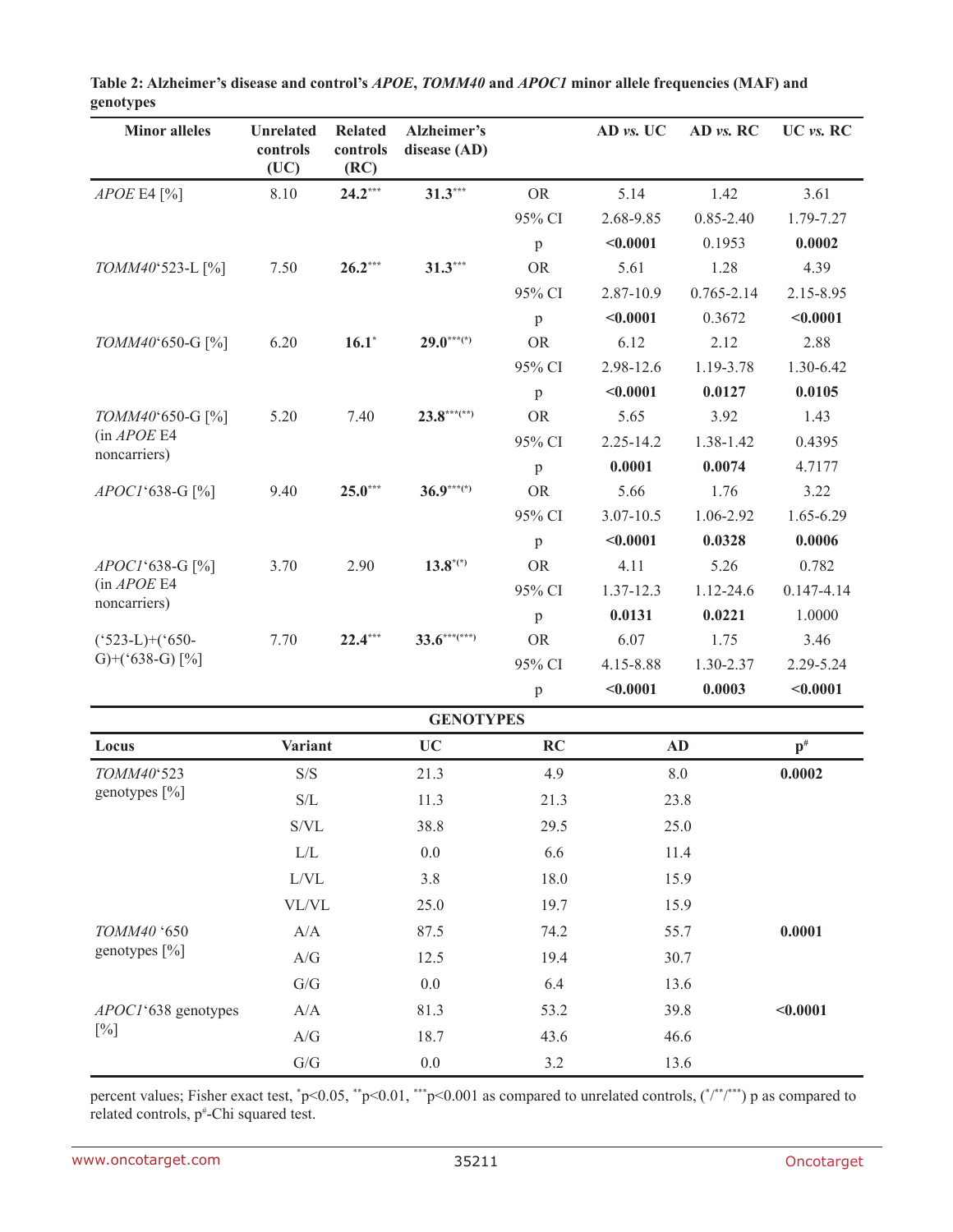**Table 2: Alzheimer's disease and control's *APOE*, *TOMM40* and *APOC1* minor allele frequencies (MAF) and genotypes**

| Minor alleles | Unrelated controls (UC) | Related controls (RC) | Alzheimer's disease (AD) | | AD *vs.* UC | AD *vs.* RC | UC *vs.* RC |
|---|---|---|---|---|---|---|---|
| *APOE* E4 [%] | 8.10 | **24.2*****| **31.3*****  | OR | 5.14 | 1.42 | 3.61 |
| | | | | 95% CI | 2.68-9.85 | 0.85-2.40 | 1.79-7.27 |
| | | | | p | **<0.0001** | 0.1953 | **0.0002** |
| *TOMM40*'523-L [%] | 7.50 | **26.2*****  | **31.3*****  | OR | 5.61 | 1.28 | 4.39 |
| | | | | 95% CI | 2.87-10.9 | 0.765-2.14 | 2.15-8.95 |
| | | | | p | **<0.0001** | 0.3672 | **<0.0001** |
| *TOMM40*'650-G [%] | 6.20 | **16.1***  | **29.0***(*)**  | OR | 6.12 | 2.12 | 2.88 |
| | | | | 95% CI | 2.98-12.6 | 1.19-3.78 | 1.30-6.42 |
| | | | | p | **<0.0001** | **0.0127** | **0.0105** |
| *TOMM40*'650-G [%] (in *APOE* E4 noncarriers) | 5.20 | 7.40 | **23.8***(**)**  | OR | 5.65 | 3.92 | 1.43 |
| | | | | 95% CI | 2.25-14.2 | 1.38-1.42 | 0.4395 |
| | | | | p | **0.0001** | **0.0074** | 4.7177 |
| *APOC1*'638-G [%] | 9.40 | **25.0*****  | **36.9***(*)**  | OR | 5.66 | 1.76 | 3.22 |
| | | | | 95% CI | 3.07-10.5 | 1.06-2.92 | 1.65-6.29 |
| | | | | p | **<0.0001** | **0.0328** | **0.0006** |
| *APOC1*'638-G [%] (in *APOE* E4 noncarriers) | 3.70 | 2.90 | **13.8*(*)**  | OR | 4.11 | 5.26 | 0.782 |
| | | | | 95% CI | 1.37-12.3 | 1.12-24.6 | 0.147-4.14 |
| | | | | p | **0.0131** | **0.0221** | 1.0000 |
| ('523-L)+('650-G)+('638-G) [%] | 7.70 | **22.4*****  | **33.6***(***)**  | OR | 6.07 | 1.75 | 3.46 |
| | | | | 95% CI | 4.15-8.88 | 1.30-2.37 | 2.29-5.24 |
| | | | | p | **<0.0001** | **0.0003** | **<0.0001** |

**GENOTYPES**

| Locus | Variant | UC | RC | AD | p# |
|---|---|---|---|---|---|
| *TOMM40*'523 genotypes [%] | S/S | 21.3 | 4.9 | 8.0 | **0.0002** |
| | S/L | 11.3 | 21.3 | 23.8 | |
| | S/VL | 38.8 | 29.5 | 25.0 | |
| | L/L | 0.0 | 6.6 | 11.4 | |
| | L/VL | 3.8 | 18.0 | 15.9 | |
| | VL/VL | 25.0 | 19.7 | 15.9 | |
| *TOMM40* '650 genotypes [%] | A/A | 87.5 | 74.2 | 55.7 | **0.0001** |
| | A/G | 12.5 | 19.4 | 30.7 | |
| | G/G | 0.0 | 6.4 | 13.6 | |
| *APOC1*'638 genotypes [%] | A/A | 81.3 | 53.2 | 39.8 | **<0.0001** |
| | A/G | 18.7 | 43.6 | 46.6 | |
| | G/G | 0.0 | 3.2 | 13.6 | |

percent values; Fisher exact test, *p<0.05, **p<0.01, ***p<0.001 as compared to unrelated controls, (*/**/***) p as compared to related controls, p#-Chi squared test.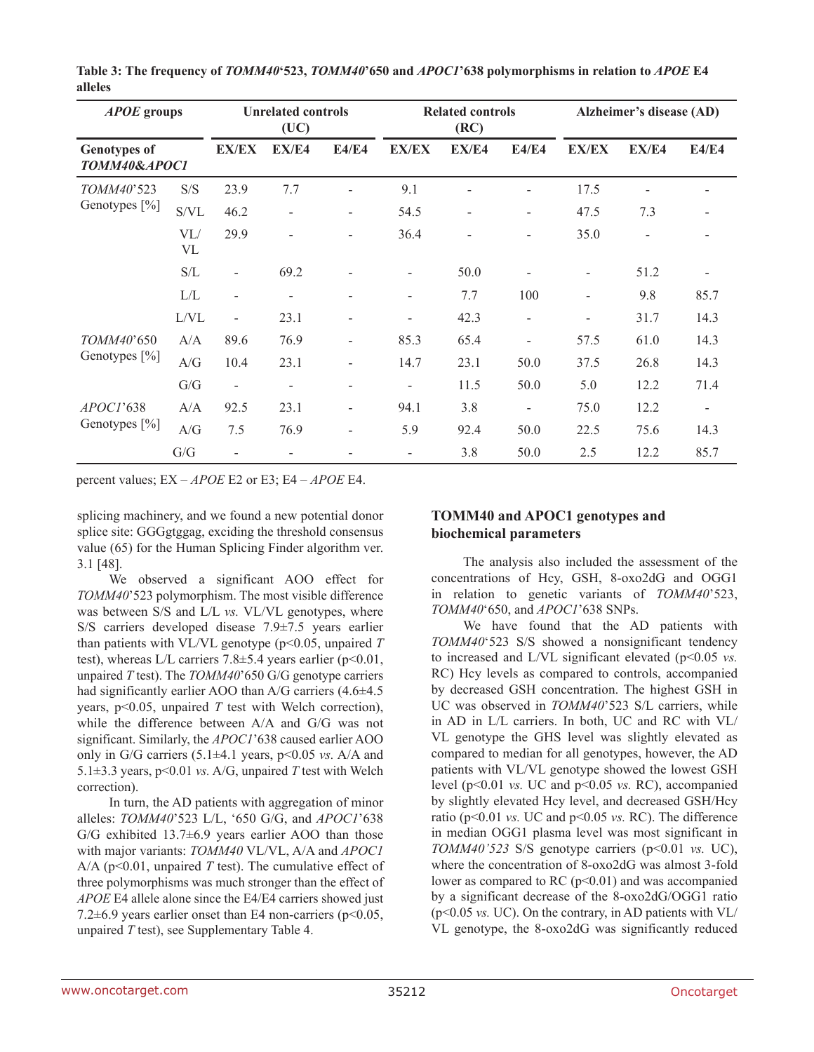**Table 3: The frequency of *TOMM40*'523, *TOMM40*'650 and *APOC1*'638 polymorphisms in relation to *APOE* E4 alleles**

| *APOE* groups | | Unrelated controls (UC) | | | Related controls (RC) | | | Alzheimer's disease (AD) | | |
|---|---|---|---|---|---|---|---|---|---|---|
| **Genotypes of *TOMM40&APOC1*** | | **EX/EX** | **EX/E4** | **E4/E4** | **EX/EX** | **EX/E4** | **E4/E4** | **EX/EX** | **EX/E4** | **E4/E4** |
| *TOMM40*'523 Genotypes [%] | S/S | 23.9 | 7.7 | - | 9.1 | - | - | 17.5 | - | - |
| | S/VL | 46.2 | - | - | 54.5 | - | - | 47.5 | 7.3 | - |
| | VL/VL | 29.9 | - | - | 36.4 | - | - | 35.0 | - | - |
| | S/L | - | 69.2 | - | - | 50.0 | - | - | 51.2 | - |
| | L/L | - | - | - | - | 7.7 | 100 | - | 9.8 | 85.7 |
| | L/VL | - | 23.1 | - | - | 42.3 | - | - | 31.7 | 14.3 |
| *TOMM40*'650 Genotypes [%] | A/A | 89.6 | 76.9 | - | 85.3 | 65.4 | - | 57.5 | 61.0 | 14.3 |
| | A/G | 10.4 | 23.1 | - | 14.7 | 23.1 | 50.0 | 37.5 | 26.8 | 14.3 |
| | G/G | - | - | - | - | 11.5 | 50.0 | 5.0 | 12.2 | 71.4 |
| *APOC1*'638 Genotypes [%] | A/A | 92.5 | 23.1 | - | 94.1 | 3.8 | - | 75.0 | 12.2 | - |
| | A/G | 7.5 | 76.9 | - | 5.9 | 92.4 | 50.0 | 22.5 | 75.6 | 14.3 |
| | G/G | - | - | - | - | 3.8 | 50.0 | 2.5 | 12.2 | 85.7 |

percent values; EX – *APOE* E2 or E3; E4 – *APOE* E4.

splicing machinery, and we found a new potential donor splice site: GGGgtggag, exciding the threshold consensus value (65) for the Human Splicing Finder algorithm ver. 3.1 [48].

We observed a significant AOO effect for *TOMM40*'523 polymorphism. The most visible difference was between S/S and L/L *vs.* VL/VL genotypes, where S/S carriers developed disease 7.9±7.5 years earlier than patients with VL/VL genotype ($p<0.05$, unpaired *T* test), whereas L/L carriers 7.8±5.4 years earlier ($p<0.01$, unpaired *T* test). The *TOMM40*'650 G/G genotype carriers had significantly earlier AOO than A/G carriers (4.6±4.5 years, $p<0.05$, unpaired *T* test with Welch correction), while the difference between A/A and G/G was not significant. Similarly, the *APOC1*'638 caused earlier AOO only in G/G carriers (5.1±4.1 years, $p<0.05$ *vs.* A/A and 5.1±3.3 years, $p<0.01$ *vs.* A/G, unpaired *T* test with Welch correction).

In turn, the AD patients with aggregation of minor alleles: *TOMM40*'523 L/L, '650 G/G, and *APOC1*'638 G/G exhibited 13.7±6.9 years earlier AOO than those with major variants: *TOMM40* VL/VL, A/A and *APOC1* A/A ($p<0.01$, unpaired *T* test). The cumulative effect of three polymorphisms was much stronger than the effect of *APOE* E4 allele alone since the E4/E4 carriers showed just 7.2±6.9 years earlier onset than E4 non-carriers ($p<0.05$, unpaired *T* test), see Supplementary Table 4.

## TOMM40 and APOC1 genotypes and biochemical parameters

The analysis also included the assessment of the concentrations of Hcy, GSH, 8-oxo2dG and OGG1 in relation to genetic variants of *TOMM40*'523, *TOMM40*'650, and *APOC1*'638 SNPs.

We have found that the AD patients with *TOMM40*'523 S/S showed a nonsignificant tendency to increased and L/VL significant elevated ($p<0.05$ *vs.* RC) Hcy levels as compared to controls, accompanied by decreased GSH concentration. The highest GSH in UC was observed in *TOMM40*'523 S/L carriers, while in AD in L/L carriers. In both, UC and RC with VL/VL genotype the GHS level was slightly elevated as compared to median for all genotypes, however, the AD patients with VL/VL genotype showed the lowest GSH level ($p<0.01$ *vs.* UC and $p<0.05$ *vs.* RC), accompanied by slightly elevated Hcy level, and decreased GSH/Hcy ratio ($p<0.01$ *vs.* UC and $p<0.05$ *vs.* RC). The difference in median OGG1 plasma level was most significant in *TOMM40'523* S/S genotype carriers ($p<0.01$ *vs.* UC), where the concentration of 8-oxo2dG was almost 3-fold lower as compared to RC ($p<0.01$) and was accompanied by a significant decrease of the 8-oxo2dG/OGG1 ratio ($p<0.05$ *vs.* UC). On the contrary, in AD patients with VL/VL genotype, the 8-oxo2dG was significantly reduced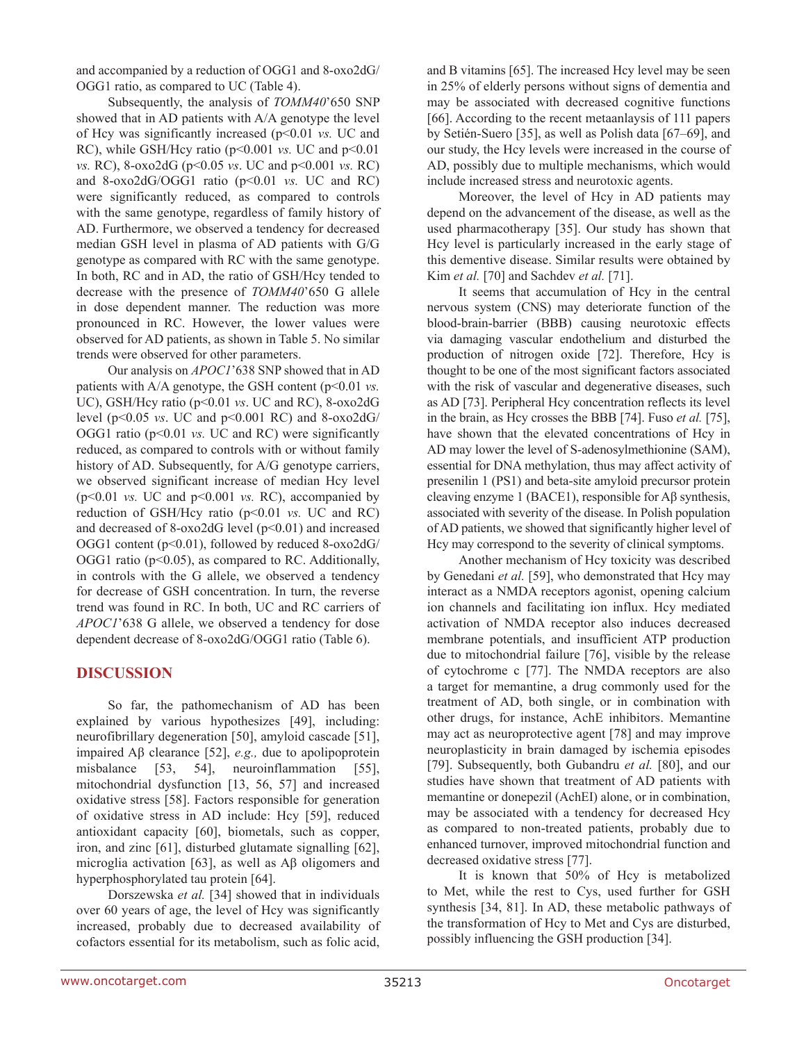and accompanied by a reduction of OGG1 and 8-oxo2dG/OGG1 ratio, as compared to UC (Table 4).

Subsequently, the analysis of *TOMM40*'650 SNP showed that in AD patients with A/A genotype the level of Hcy was significantly increased ($p<0.01$ *vs.* UC and RC), while GSH/Hcy ratio ($p<0.001$ *vs.* UC and $p<0.01$ *vs.* RC), 8-oxo2dG ($p<0.05$ *vs*. UC and $p<0.001$ *vs.* RC) and 8-oxo2dG/OGG1 ratio ($p<0.01$ *vs.* UC and RC) were significantly reduced, as compared to controls with the same genotype, regardless of family history of AD. Furthermore, we observed a tendency for decreased median GSH level in plasma of AD patients with G/G genotype as compared with RC with the same genotype. In both, RC and in AD, the ratio of GSH/Hcy tended to decrease with the presence of *TOMM40*'650 G allele in dose dependent manner. The reduction was more pronounced in RC. However, the lower values were observed for AD patients, as shown in Table 5. No similar trends were observed for other parameters.

Our analysis on *APOC1*'638 SNP showed that in AD patients with A/A genotype, the GSH content ($p<0.01$ *vs.* UC), GSH/Hcy ratio ($p<0.01$ *vs*. UC and RC), 8-oxo2dG level ($p<0.05$ *vs*. UC and $p<0.001$ RC) and 8-oxo2dG/OGG1 ratio ($p<0.01$ *vs.* UC and RC) were significantly reduced, as compared to controls with or without family history of AD. Subsequently, for A/G genotype carriers, we observed significant increase of median Hcy level ($p<0.01$ *vs.* UC and $p<0.001$ *vs.* RC), accompanied by reduction of GSH/Hcy ratio ($p<0.01$ *vs.* UC and RC) and decreased of 8-oxo2dG level ($p<0.01$) and increased OGG1 content ($p<0.01$), followed by reduced 8-oxo2dG/OGG1 ratio ($p<0.05$), as compared to RC. Additionally, in controls with the G allele, we observed a tendency for decrease of GSH concentration. In turn, the reverse trend was found in RC. In both, UC and RC carriers of *APOC1*'638 G allele, we observed a tendency for dose dependent decrease of 8-oxo2dG/OGG1 ratio (Table 6).

## DISCUSSION

So far, the pathomechanism of AD has been explained by various hypothesizes [49], including: neurofibrillary degeneration [50], amyloid cascade [51], impaired Aβ clearance [52], *e.g.,* due to apolipoprotein misbalance [53, 54], neuroinflammation [55], mitochondrial dysfunction [13, 56, 57] and increased oxidative stress [58]. Factors responsible for generation of oxidative stress in AD include: Hcy [59], reduced antioxidant capacity [60], biometals, such as copper, iron, and zinc [61], disturbed glutamate signalling [62], microglia activation [63], as well as Aβ oligomers and hyperphosphorylated tau protein [64].

Dorszewska *et al.* [34] showed that in individuals over 60 years of age, the level of Hcy was significantly increased, probably due to decreased availability of cofactors essential for its metabolism, such as folic acid, and B vitamins [65]. The increased Hcy level may be seen in 25% of elderly persons without signs of dementia and may be associated with decreased cognitive functions [66]. According to the recent metaanlaysis of 111 papers by Setién-Suero [35], as well as Polish data [67–69], and our study, the Hcy levels were increased in the course of AD, possibly due to multiple mechanisms, which would include increased stress and neurotoxic agents.

Moreover, the level of Hcy in AD patients may depend on the advancement of the disease, as well as the used pharmacotherapy [35]. Our study has shown that Hcy level is particularly increased in the early stage of this dementive disease. Similar results were obtained by Kim *et al.* [70] and Sachdev *et al.* [71].

It seems that accumulation of Hcy in the central nervous system (CNS) may deteriorate function of the blood-brain-barrier (BBB) causing neurotoxic effects via damaging vascular endothelium and disturbed the production of nitrogen oxide [72]. Therefore, Hcy is thought to be one of the most significant factors associated with the risk of vascular and degenerative diseases, such as AD [73]. Peripheral Hcy concentration reflects its level in the brain, as Hcy crosses the BBB [74]. Fuso *et al.* [75], have shown that the elevated concentrations of Hcy in AD may lower the level of S-adenosylmethionine (SAM), essential for DNA methylation, thus may affect activity of presenilin 1 (PS1) and beta-site amyloid precursor protein cleaving enzyme 1 (BACE1), responsible for Aβ synthesis, associated with severity of the disease. In Polish population of AD patients, we showed that significantly higher level of Hcy may correspond to the severity of clinical symptoms.

Another mechanism of Hcy toxicity was described by Genedani *et al.* [59], who demonstrated that Hcy may interact as a NMDA receptors agonist, opening calcium ion channels and facilitating ion influx. Hcy mediated activation of NMDA receptor also induces decreased membrane potentials, and insufficient ATP production due to mitochondrial failure [76], visible by the release of cytochrome c [77]. The NMDA receptors are also a target for memantine, a drug commonly used for the treatment of AD, both single, or in combination with other drugs, for instance, AchE inhibitors. Memantine may act as neuroprotective agent [78] and may improve neuroplasticity in brain damaged by ischemia episodes [79]. Subsequently, both Gubandru *et al.* [80], and our studies have shown that treatment of AD patients with memantine or donepezil (AchEI) alone, or in combination, may be associated with a tendency for decreased Hcy as compared to non-treated patients, probably due to enhanced turnover, improved mitochondrial function and decreased oxidative stress [77].

It is known that 50% of Hcy is metabolized to Met, while the rest to Cys, used further for GSH synthesis [34, 81]. In AD, these metabolic pathways of the transformation of Hcy to Met and Cys are disturbed, possibly influencing the GSH production [34].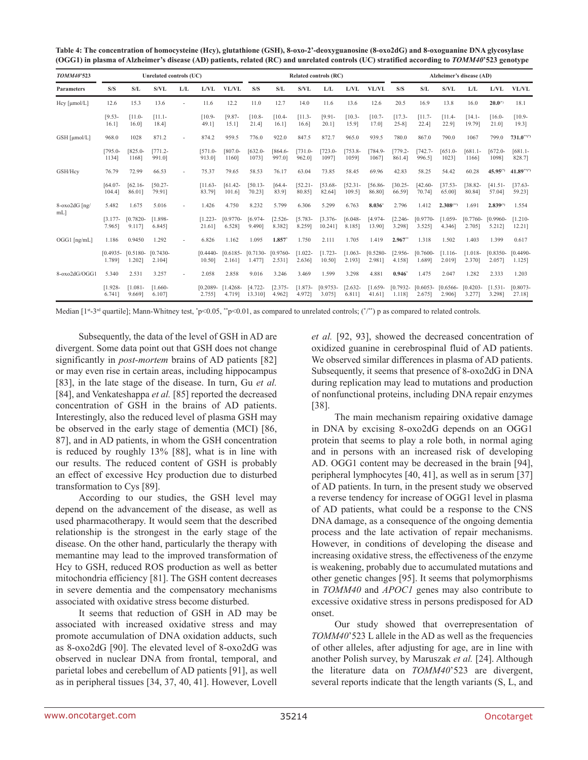**Table 4: The concentration of homocysteine (Hcy), glutathione (GSH), 8-oxo-2'-deoxyguanosine (8-oxo2dG) and 8-oxoguanine DNA glycosylase (OGG1) in plasma of Alzheimer's disease (AD) patients, related (RC) and unrelated controls (UC) stratified according to *TOMM40*'523 genotype**

| *TOMM40*'523 | Unrelated controls (UC) | | | | | | Related controls (RC) | | | | | | Alzheimer's disease (AD) | | | | | |
|---|---|---|---|---|---|---|---|---|---|---|---|---|---|---|---|---|---|---|
| Parameters | S/S | S/L | S/VL | L/L | L/VL | VL/VL | S/S | S/L | S/VL | L/L | L/VL | VL/VL | S/S | S/L | S/VL | L/L | L/VL | VL/VL |
| Hcy [µmol/L] | 12.6 | 15.3 | 13.6 | - | 11.6 | 12.2 | 11.0 | 12.7 | 14.0 | 11.6 | 13.6 | 12.6 | 20.5 | 16.9 | 13.8 | 16.0 | **20.0**(*) | 18.1 |
| | [9.53-16.1] | [11.0-16.0] | [11.1-18.4] | | [10.9-49.1] | [9.87-15.1] | [10.8-21.4] | [10.4-16.1] | [11.3-16.6] | [9.91-20.1] | [10.3-15.9] | [10.7-17.0] | [17.3-25-8] | [11.7-22.4] | [11.4-22.9] | [14.1-19.79] | [16.0-21.0] | [10.9-19.3] |
| GSH [µmol/L] | 968.0 | 1028 | 871.2 | - | 874.2 | 959.5 | 776.0 | 922.0 | 847.5 | 872.7 | 965.0 | 939.5 | 780.0 | 867.0 | 790.0 | 1067 | 799.0 | **731.0****(*)** |
| | [795.0-1134] | [825.0-1168] | [771.2-991.0] | | [571.0-913.0] | [807.0-1160] | [632.0-1073] | [864.6-997.0] | [731.0-962.0] | [723.0-1097] | [753.8-1059] | [784.9-1067] | [779.2-861.4] | [742.7-996.5] | [651.0-1023] | [681.1-1166] | [672.0-1098] | [681.1-828.7] |
| GSH/Hcy | 76.79 | 72.99 | 66.53 | - | 75.37 | 79.65 | 58.53 | 76.17 | 63.04 | 73.85 | 58.45 | 69.96 | 42.83 | 58.25 | 54.42 | 60.28 | **45.95**(*) | **41.89****(*)** |
| | [64.07-104.4] | [62.16-86.01] | [50.27-79.91] | | [11.63-83.79] | [61.42-101.6] | [50.13-70.23] | [64.4-83.9] | [52.21-80.85] | [53.68-82.64] | [52.31-109.5] | [56.86-86.80] | [30.25-66.59] | [42.60-70.74] | [37.53-65.00] | [38.82-80.84] | [41.51-57.04] | [37.63-59.23] |
| 8-oxo2dG [ng/mL] | 5.482 | 1.675 | 5.016 | - | 1.426 | 4.750 | 8.232 | 5.799 | 6.306 | 5.299 | 6.763 | **8.036*** | 2.796 | 1.412 | **2.308**(**) | 1.691 | **2.839**(*) | 1.554 |
| | [3.177-7.965] | [0.7820-9.117] | [1.898-6.845] | | [1.223-21.61] | [0.9770-6.528] | [6.974-9.490] | [2.526-8.382] | [5.783-8.259] | [3.376-10.241] | [6.048-8.185] | [4.974-13.90] | [2.246-3.298] | [0.9770-3.525] | [1.059-4.346] | [0.7760-2.705] | [0.9960-5.212] | [1.210-12.21] |
| OGG1 [ng/mL] | 1.186 | 0.9450 | 1.292 | - | 6.826 | 1.162 | 1.095 | **1.857*** | 1.750 | 2.111 | 1.705 | 1.419 | **2.967**** | 1.318 | 1.502 | 1.403 | 1.399 | 0.617 |
| | [0.4935-1.789] | [0.5180-1.202] | [0.7430-2.104] | | [0.4440-10.50] | [0.6185-2.161] | [0.7130-1.477] | [0.9760-2.531] | [1.022-2.636] | [1.723-10.50] | [1.063-2.193] | [0.5280-2.981] | [2.956-4.158] | [0.7600-1.689] | [1.116-2.019] | [1.018-2.370] | [0.8350-2.057] | [0.4490-1.125] |
| 8-oxo2dG/OGG1 | 5.340 | 2.531 | 3.257 | - | 2.058 | 2.858 | 9.016 | 3.246 | 3.469 | 1.599 | 3.298 | 4.881 | **0.946*** | 1.475 | 2.047 | 1.282 | 2.333 | 1.203 |
| | [1.928-6.741] | [1.081-9.669] | [1.660-6.107] | | [0.2089-2.755] | [1.4268-4.719] | [4.722-13.310] | [2.375-4.962] | [1.873-4.972] | [0.9753-3.075] | [2.632-6.811] | [1.659-41.61] | [0.7932-1.118] | [0.6053-2.675] | [0.6566-2.906] | [0.4203-3.277] | [1.531-3.298] | [0.8073-27.18] |

Median [1st-3rd quartile]; Mann-Whitney test, *p<0.05, **p<0.01, as compared to unrelated controls; (*/**) p as compared to related controls.

Subsequently, the data of the level of GSH in AD are divergent. Some data point out that GSH does not change significantly in *post-mortem* brains of AD patients [82] or may even rise in certain areas, including hippocampus [83], in the late stage of the disease. In turn, Gu *et al.* [84], and Venkateshappa *et al.* [85] reported the decreased concentration of GSH in the brains of AD patients. Interestingly, also the reduced level of plasma GSH may be observed in the early stage of dementia (MCI) [86, 87], and in AD patients, in whom the GSH concentration is reduced by roughly 13% [88], what is in line with our results. The reduced content of GSH is probably an effect of excessive Hcy production due to disturbed transformation to Cys [89].

According to our studies, the GSH level may depend on the advancement of the disease, as well as used pharmacotherapy. It would seem that the described relationship is the strongest in the early stage of the disease. On the other hand, particularly the therapy with memantine may lead to the improved transformation of Hcy to GSH, reduced ROS production as well as better mitochondria efficiency [81]. The GSH content decreases in severe dementia and the compensatory mechanisms associated with oxidative stress become disturbed.

It seems that reduction of GSH in AD may be associated with increased oxidative stress and may promote accumulation of DNA oxidation adducts, such as 8-oxo2dG [90]. The elevated level of 8-oxo2dG was observed in nuclear DNA from frontal, temporal, and parietal lobes and cerebellum of AD patients [91], as well as in peripheral tissues [34, 37, 40, 41]. However, Lovell *et al.* [92, 93], showed the decreased concentration of oxidized guanine in cerebrospinal fluid of AD patients. We observed similar differences in plasma of AD patients. Subsequently, it seems that presence of 8-oxo2dG in DNA during replication may lead to mutations and production of nonfunctional proteins, including DNA repair enzymes [38].

The main mechanism repairing oxidative damage in DNA by excising 8-oxo2dG depends on an OGG1 protein that seems to play a role both, in normal aging and in persons with an increased risk of developing AD. OGG1 content may be decreased in the brain [94], peripheral lymphocytes [40, 41], as well as in serum [37] of AD patients. In turn, in the present study we observed a reverse tendency for increase of OGG1 level in plasma of AD patients, what could be a response to the CNS DNA damage, as a consequence of the ongoing dementia process and the late activation of repair mechanisms. However, in conditions of developing the disease and increasing oxidative stress, the effectiveness of the enzyme is weakening, probably due to accumulated mutations and other genetic changes [95]. It seems that polymorphisms in *TOMM40* and *APOC1* genes may also contribute to excessive oxidative stress in persons predisposed for AD onset.

Our study showed that overrepresentation of *TOMM40*'523 L allele in the AD as well as the frequencies of other alleles, after adjusting for age, are in line with another Polish survey, by Maruszak *et al.* [24]. Although the literature data on *TOMM40*'523 are divergent, several reports indicate that the length variants (S, L, and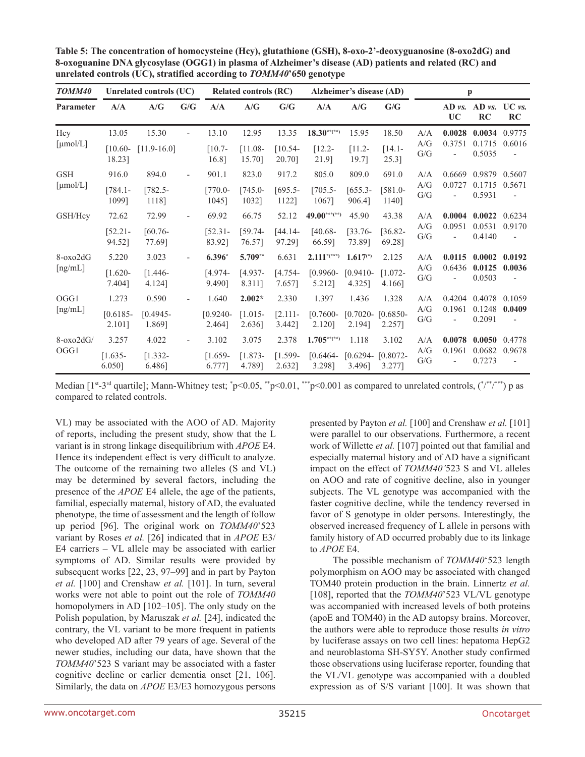**Table 5: The concentration of homocysteine (Hcy), glutathione (GSH), 8-oxo-2'-deoxyguanosine (8-oxo2dG) and 8-oxoguanine DNA glycosylase (OGG1) in plasma of Alzheimer's disease (AD) patients and related (RC) and unrelated controls (UC), stratified according to *TOMM40*'650 genotype**

| *TOMM40* | Unrelated controls (UC) | | | Related controls (RC) | | | Alzheimer's disease (AD) | | | p | | | |
|---|---|---|---|---|---|---|---|---|---|---|---|---|---|
| **Parameter** | **A/A** | **A/G** | **G/G** | **A/A** | **A/G** | **G/G** | **A/A** | **A/G** | **G/G** | | **AD *vs.* UC** | **AD *vs.* RC** | **UC *vs.* RC** |
| Hcy [μmol/L] | 13.05 [10.60-18.23] | 15.30 [11.9-16.0] | - | 13.10 [10.7-16.8] | 12.95 [11.08-15.70] | 13.35 [10.54-20.70] | **18.30**[**(**)] [12.2-21.9] | 15.95 [11.2-19.7] | 18.50 [14.1-25.3] | A/A<br>A/G<br>G/G | **0.0028**<br>0.3751<br>- | **0.0034**<br>0.1715<br>0.5035 | 0.9775<br>0.6016<br>- |
| GSH [μmol/L] | 916.0 [784.1-1099] | 894.0 [782.5-1118] | - | 901.1 [770.0-1045] | 823.0 [745.0-1032] | 917.2 [695.5-1122] | 805.0 [705.5-1067] | 809.0 [655.3-906.4] | 691.0 [581.0-1140] | A/A<br>A/G<br>G/G | 0.6669<br>0.0727<br>- | 0.9879<br>0.1715<br>0.5931 | 0.5607<br>0.5671<br>- |
| GSH/Hcy | 72.62 [52.21-94.52] | 72.99 [60.76-77.69] | - | 69.92 [52.31-83.92] | 66.75 [59.74-76.57] | 52.12 [44.14-97.29] | **49.00**[***(**)] [40.68-66.59] | 45.90 [33.76-73.89] | 43.38 [36.82-69.28] | A/A<br>A/G<br>G/G | **0.0004**<br>0.0951<br>- | **0.0022**<br>0.0531<br>0.4140 | 0.6234<br>0.9170<br>- |
| 8-oxo2dG [ng/mL] | 5.220 [1.620-7.404] | 3.023 [1.446-4.124] | - | **6.396**[*] [4.974-9.490] | **5.709**[**] [4.937-8.311] | 6.631 [4.754-7.657] | **2.111**[*(***)] [0.9960-5.212] | **1.617**[(*)] [0.9410-4.325] | 2.125 [1.072-4.166] | A/A<br>A/G<br>G/G | **0.0115**<br>0.6436<br>- | **0.0002**<br>**0.0125**<br>0.0503 | **0.0192**<br>**0.0036**<br>- |
| OGG1 [ng/mL] | 1.273 [0.6185-2.101] | 0.590 [0.4945-1.869] | - | 1.640 [0.9240-2.464] | **2.002***<br>[1.015-2.636] | 2.330 [2.111-3.442] | 1.397 [0.7600-2.120] | 1.436 [0.7020-2.194] | 1.328 [0.6850-2.257] | A/A<br>A/G<br>G/G | 0.4204<br>0.1961<br>- | 0.4078<br>0.1248<br>0.2091 | 0.1059<br>**0.0409**<br>- |
| 8-oxo2dG/OGG1 | 3.257 [1.635-6.050] | 4.022 [1.332-6.486] | - | 3.102 [1.659-6.777] | 3.075 [1.873-4.789] | 2.378 [1.599-2.632] | **1.705**[**(**)] [0.6464-3.298] | 1.118 [0.6294-3.496] | 3.102 [0.8072-3.277] | A/A<br>A/G<br>G/G | **0.0078**<br>0.1961<br>- | **0.0050**<br>0.0682<br>0.7273 | 0.4778<br>0.9678<br>- |

Median [1st-3rd quartile]; Mann-Whitney test; [*]p<0.05, [**]p<0.01, [***]p<0.001 as compared to unrelated controls, ([*]/[**]/[***]) p as compared to related controls.

VL) may be associated with the AOO of AD. Majority of reports, including the present study, show that the L variant is in strong linkage disequilibrium with *APOE* E4. Hence its independent effect is very difficult to analyze. The outcome of the remaining two alleles (S and VL) may be determined by several factors, including the presence of the *APOE* E4 allele, the age of the patients, familial, especially maternal, history of AD, the evaluated phenotype, the time of assessment and the length of follow up period [96]. The original work on *TOMM40*'523 variant by Roses *et al.* [26] indicated that in *APOE* E3/E4 carriers – VL allele may be associated with earlier symptoms of AD. Similar results were provided by subsequent works [22, 23, 97–99] and in part by Payton *et al.* [100] and Crenshaw *et al.* [101]. In turn, several works were not able to point out the role of *TOMM40* homopolymers in AD [102–105]. The only study on the Polish population, by Maruszak *et al.* [24], indicated the contrary, the VL variant to be more frequent in patients who developed AD after 79 years of age. Several of the newer studies, including our data, have shown that the *TOMM40*'523 S variant may be associated with a faster cognitive decline or earlier dementia onset [21, 106]. Similarly, the data on *APOE* E3/E3 homozygous persons presented by Payton *et al.* [100] and Crenshaw *et al.* [101] were parallel to our observations. Furthermore, a recent work of Willette *et al.* [107] pointed out that familial and especially maternal history and of AD have a significant impact on the effect of *TOMM40'*523 S and VL alleles on AOO and rate of cognitive decline, also in younger subjects. The VL genotype was accompanied with the faster cognitive decline, while the tendency reversed in favor of S genotype in older persons. Interestingly, the observed increased frequency of L allele in persons with family history of AD occurred probably due to its linkage to *APOE* E4.

The possible mechanism of *TOMM40*'523 length polymorphism on AOO may be associated with changed TOM40 protein production in the brain. Linnertz *et al.* [108], reported that the *TOMM40*'523 VL/VL genotype was accompanied with increased levels of both proteins (apoE and TOM40) in the AD autopsy brains. Moreover, the authors were able to reproduce those results *in vitro* by luciferase assays on two cell lines: hepatoma HepG2 and neuroblastoma SH-SY5Y. Another study confirmed those observations using luciferase reporter, founding that the VL/VL genotype was accompanied with a doubled expression as of S/S variant [100]. It was shown that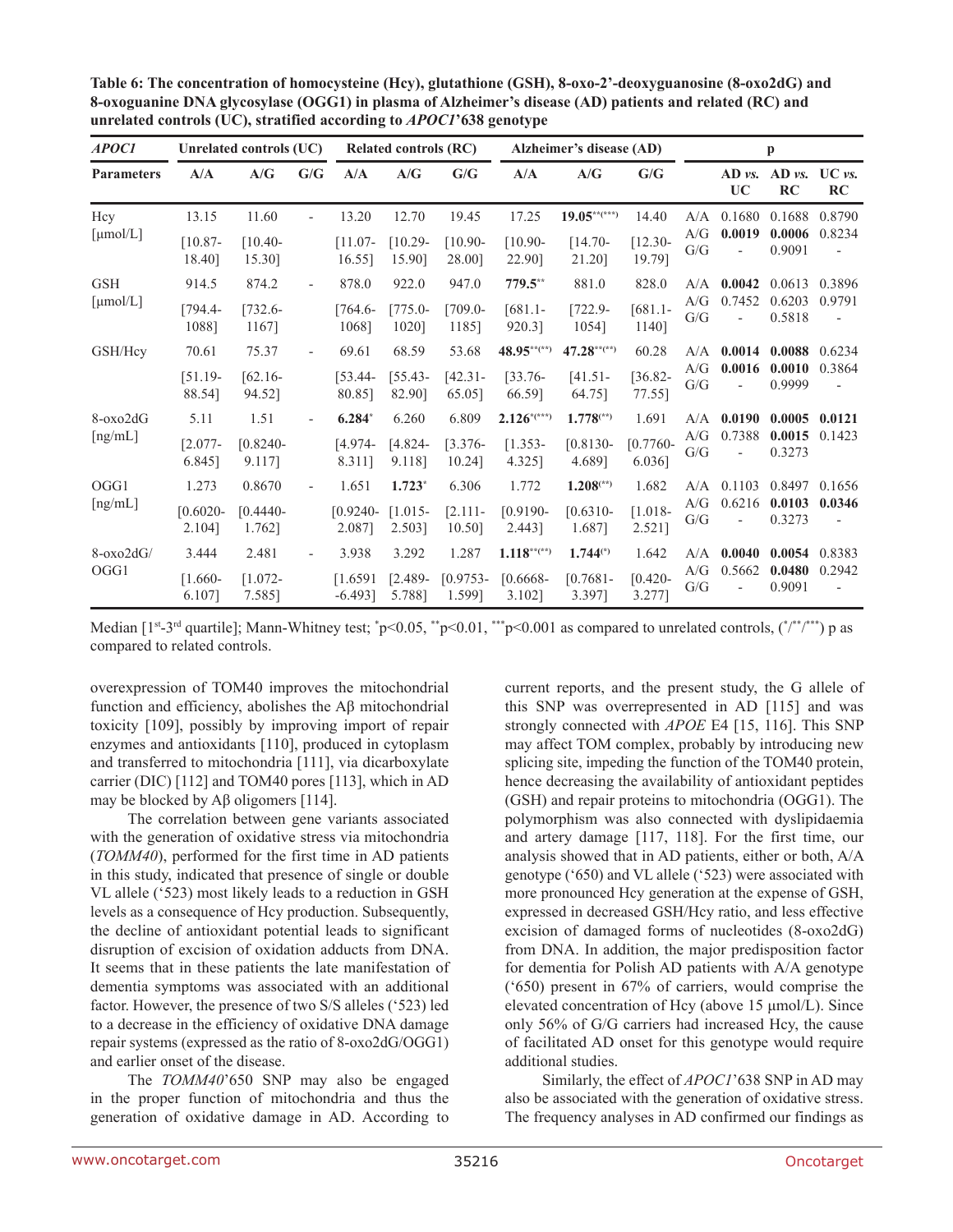**Table 6: The concentration of homocysteine (Hcy), glutathione (GSH), 8-oxo-2'-deoxyguanosine (8-oxo2dG) and 8-oxoguanine DNA glycosylase (OGG1) in plasma of Alzheimer's disease (AD) patients and related (RC) and unrelated controls (UC), stratified according to *APOC1*'638 genotype**

| *APOC1* | Unrelated controls (UC) | | | Related controls (RC) | | | Alzheimer's disease (AD) | | | p | | | |
|---|---|---|---|---|---|---|---|---|---|---|---|---|---|
| **Parameters** | **A/A** | **A/G** | **G/G** | **A/A** | **A/G** | **G/G** | **A/A** | **A/G** | **G/G** | | **AD *vs.* UC** | **AD *vs.* RC** | **UC *vs.* RC** |
| Hcy [μmol/L] | 13.15 [10.87-18.40] | 11.60 [10.40-15.30] | - | 13.20 [11.07-16.55] | 12.70 [10.29-15.90] | 19.45 [10.90-28.00] | 17.25 [10.90-22.90] | **19.05**[**(***)] [14.70-21.20] | 14.40 [12.30-19.79] | A/A A/G G/G | 0.1680 **0.0019** - | 0.1688 **0.0006** 0.9091 | 0.8790 0.8234 - |
| GSH [μmol/L] | 914.5 [794.4-1088] | 874.2 [732.6-1167] | - | 878.0 [764.6-1068] | 922.0 [775.0-1020] | 947.0 [709.0-1185] | **779.5**[**] [681.1-920.3] | 881.0 [722.9-1054] | 828.0 [681.1-1140] | A/A A/G G/G | **0.0042** 0.7452 - | 0.0613 0.6203 0.5818 | 0.3896 0.9791 - |
| GSH/Hcy | 70.61 [51.19-88.54] | 75.37 [62.16-94.52] | - | 69.61 [53.44-80.85] | 68.59 [55.43-82.90] | 53.68 [42.31-65.05] | **48.95**[**(**)] [33.76-66.59] | **47.28**[**(**)] [41.51-64.75] | 60.28 [36.82-77.55] | A/A A/G G/G | **0.0014** **0.0016** - | **0.0088** **0.0010** 0.9999 | 0.6234 0.3864 - |
| 8-oxo2dG [ng/mL] | 5.11 [2.077-6.845] | 1.51 [0.8240-9.117] | - | **6.284**[*] [4.974-8.311] | 6.260 [4.824-9.118] | 6.809 [3.376-10.24] | **2.126**[*(***)] [1.353-4.325] | **1.778**[(**)] [0.8130-4.689] | 1.691 [0.7760-6.036] | A/A A/G G/G | **0.0190** 0.7388 - | **0.0005** **0.0015** 0.3273 | **0.0121** 0.1423 |
| OGG1 [ng/mL] | 1.273 [0.6020-2.104] | 0.8670 [0.4440-1.762] | - | 1.651 [0.9240-2.087] | **1.723**[*] [1.015-2.503] | 6.306 [2.111-10.50] | 1.772 [0.9190-2.443] | **1.208**[(**)] [0.6310-1.687] | 1.682 [1.018-2.521] | A/A A/G G/G | 0.1103 0.6216 - | 0.8497 **0.0103** 0.3273 | 0.1656 **0.0346** - |
| 8-oxo2dG/ OGG1 | 3.444 [1.660-6.107] | 2.481 [1.072-7.585] | - | 3.938 [1.6591-6.493] | 3.292 [2.489-5.788] | 1.287 [0.9753-1.599] | **1.118**[**(**)] [0.6668-3.102] | **1.744**[(*)] [0.7681-3.397] | 1.642 [0.420-3.277] | A/A A/G G/G | **0.0040** 0.5662 - | **0.0054** **0.0480** 0.9091 | 0.8383 0.2942 - |

Median [1st-3rd quartile]; Mann-Whitney test; [*]p<0.05, [**]p<0.01, [***]p<0.001 as compared to unrelated controls, ([*]/[**]/[***]) p as compared to related controls.

overexpression of TOM40 improves the mitochondrial function and efficiency, abolishes the Aβ mitochondrial toxicity [109], possibly by improving import of repair enzymes and antioxidants [110], produced in cytoplasm and transferred to mitochondria [111], via dicarboxylate carrier (DIC) [112] and TOM40 pores [113], which in AD may be blocked by Aβ oligomers [114].

The correlation between gene variants associated with the generation of oxidative stress via mitochondria (*TOMM40*), performed for the first time in AD patients in this study, indicated that presence of single or double VL allele ('523) most likely leads to a reduction in GSH levels as a consequence of Hcy production. Subsequently, the decline of antioxidant potential leads to significant disruption of excision of oxidation adducts from DNA. It seems that in these patients the late manifestation of dementia symptoms was associated with an additional factor. However, the presence of two S/S alleles ('523) led to a decrease in the efficiency of oxidative DNA damage repair systems (expressed as the ratio of 8-oxo2dG/OGG1) and earlier onset of the disease.

The *TOMM40*'650 SNP may also be engaged in the proper function of mitochondria and thus the generation of oxidative damage in AD. According to current reports, and the present study, the G allele of this SNP was overrepresented in AD [115] and was strongly connected with *APOE* E4 [15, 116]. This SNP may affect TOM complex, probably by introducing new splicing site, impeding the function of the TOM40 protein, hence decreasing the availability of antioxidant peptides (GSH) and repair proteins to mitochondria (OGG1). The polymorphism was also connected with dyslipidaemia and artery damage [117, 118]. For the first time, our analysis showed that in AD patients, either or both, A/A genotype ('650) and VL allele ('523) were associated with more pronounced Hcy generation at the expense of GSH, expressed in decreased GSH/Hcy ratio, and less effective excision of damaged forms of nucleotides (8-oxo2dG) from DNA. In addition, the major predisposition factor for dementia for Polish AD patients with A/A genotype ('650) present in 67% of carriers, would comprise the elevated concentration of Hcy (above 15 μmol/L). Since only 56% of G/G carriers had increased Hcy, the cause of facilitated AD onset for this genotype would require additional studies.

Similarly, the effect of *APOC1*'638 SNP in AD may also be associated with the generation of oxidative stress. The frequency analyses in AD confirmed our findings as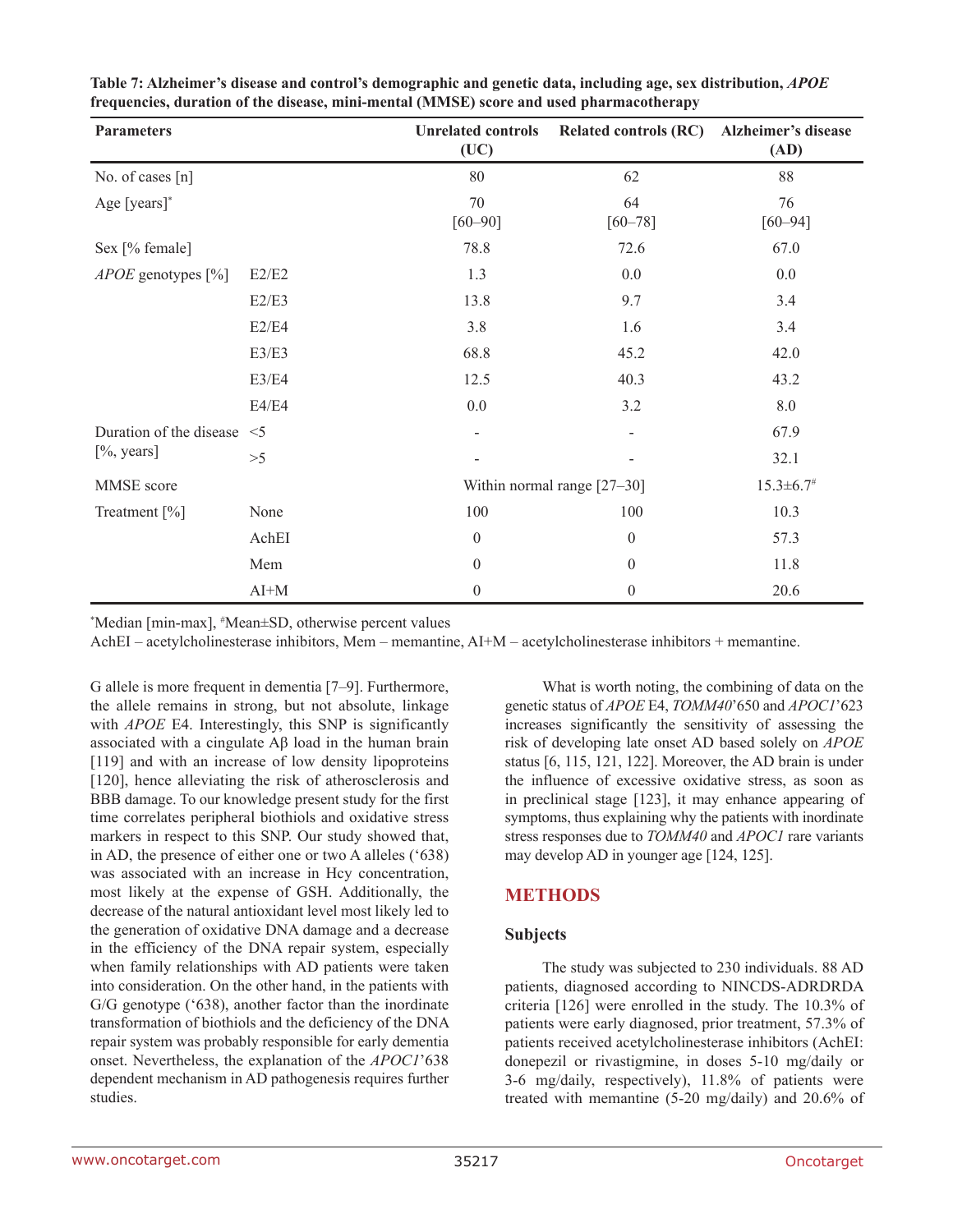**Table 7: Alzheimer's disease and control's demographic and genetic data, including age, sex distribution, *APOE* frequencies, duration of the disease, mini-mental (MMSE) score and used pharmacotherapy**

| Parameters | | Unrelated controls (UC) | Related controls (RC) | Alzheimer's disease (AD) |
|---|---|---|---|---|
| No. of cases [n] | | 80 | 62 | 88 |
| Age [years]* | | 70 [60–90] | 64 [60–78] | 76 [60–94] |
| Sex [% female] | | 78.8 | 72.6 | 67.0 |
| *APOE* genotypes [%] | E2/E2 | 1.3 | 0.0 | 0.0 |
| | E2/E3 | 13.8 | 9.7 | 3.4 |
| | E2/E4 | 3.8 | 1.6 | 3.4 |
| | E3/E3 | 68.8 | 45.2 | 42.0 |
| | E3/E4 | 12.5 | 40.3 | 43.2 |
| | E4/E4 | 0.0 | 3.2 | 8.0 |
| Duration of the disease [%, years] | <5 | - | - | 67.9 |
| | >5 | - | - | 32.1 |
| MMSE score | | Within normal range [27–30] | | 15.3±6.7# |
| Treatment [%] | None | 100 | 100 | 10.3 |
| | AchEI | 0 | 0 | 57.3 |
| | Mem | 0 | 0 | 11.8 |
| | AI+M | 0 | 0 | 20.6 |

*Median [min-max], #Mean±SD, otherwise percent values

AchEI – acetylcholinesterase inhibitors, Mem – memantine, AI+M – acetylcholinesterase inhibitors + memantine.

G allele is more frequent in dementia [7–9]. Furthermore, the allele remains in strong, but not absolute, linkage with *APOE* E4. Interestingly, this SNP is significantly associated with a cingulate Aβ load in the human brain [119] and with an increase of low density lipoproteins [120], hence alleviating the risk of atherosclerosis and BBB damage. To our knowledge present study for the first time correlates peripheral biothiols and oxidative stress markers in respect to this SNP. Our study showed that, in AD, the presence of either one or two A alleles ('638) was associated with an increase in Hcy concentration, most likely at the expense of GSH. Additionally, the decrease of the natural antioxidant level most likely led to the generation of oxidative DNA damage and a decrease in the efficiency of the DNA repair system, especially when family relationships with AD patients were taken into consideration. On the other hand, in the patients with G/G genotype ('638), another factor than the inordinate transformation of biothiols and the deficiency of the DNA repair system was probably responsible for early dementia onset. Nevertheless, the explanation of the *APOC1*'638 dependent mechanism in AD pathogenesis requires further studies.

What is worth noting, the combining of data on the genetic status of *APOE* E4, *TOMM40*'650 and *APOC1*'623 increases significantly the sensitivity of assessing the risk of developing late onset AD based solely on *APOE* status [6, 115, 121, 122]. Moreover, the AD brain is under the influence of excessive oxidative stress, as soon as in preclinical stage [123], it may enhance appearing of symptoms, thus explaining why the patients with inordinate stress responses due to *TOMM40* and *APOC1* rare variants may develop AD in younger age [124, 125].

## METHODS

### Subjects

The study was subjected to 230 individuals. 88 AD patients, diagnosed according to NINCDS-ADRDRDA criteria [126] were enrolled in the study. The 10.3% of patients were early diagnosed, prior treatment, 57.3% of patients received acetylcholinesterase inhibitors (AchEI: donepezil or rivastigmine, in doses 5-10 mg/daily or 3-6 mg/daily, respectively), 11.8% of patients were treated with memantine (5-20 mg/daily) and 20.6% of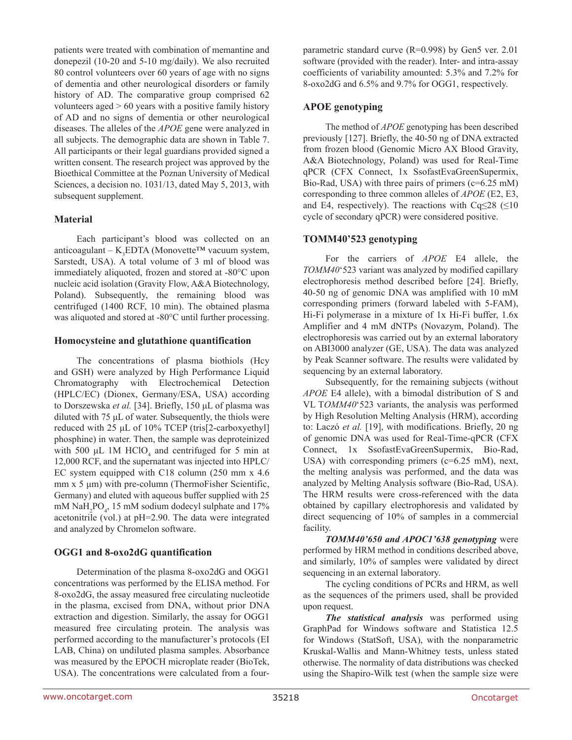patients were treated with combination of memantine and donepezil (10-20 and 5-10 mg/daily). We also recruited 80 control volunteers over 60 years of age with no signs of dementia and other neurological disorders or family history of AD. The comparative group comprised 62 volunteers aged > 60 years with a positive family history of AD and no signs of dementia or other neurological diseases. The alleles of the *APOE* gene were analyzed in all subjects. The demographic data are shown in Table 7. All participants or their legal guardians provided signed a written consent. The research project was approved by the Bioethical Committee at the Poznan University of Medical Sciences, a decision no. 1031/13, dated May 5, 2013, with subsequent supplement.

### Material

Each participant's blood was collected on an anticoagulant – $K_3$EDTA (Monovette™ vacuum system, Sarstedt, USA). A total volume of 3 ml of blood was immediately aliquoted, frozen and stored at -80°C upon nucleic acid isolation (Gravity Flow, A&A Biotechnology, Poland). Subsequently, the remaining blood was centrifuged (1400 RCF, 10 min). The obtained plasma was aliquoted and stored at -80°C until further processing.

### Homocysteine and glutathione quantification

The concentrations of plasma biothiols (Hcy and GSH) were analyzed by High Performance Liquid Chromatography with Electrochemical Detection (HPLC/EC) (Dionex, Germany/ESA, USA) according to Dorszewska *et al.* [34]. Briefly, 150 µL of plasma was diluted with 75 µL of water. Subsequently, the thiols were reduced with 25 µL of 10% TCEP (tris[2-carboxyethyl] phosphine) in water. Then, the sample was deproteinized with 500 µL 1M $HClO_4$ and centrifuged for 5 min at 12,000 RCF, and the supernatant was injected into HPLC/EC system equipped with C18 column (250 mm x 4.6 mm x 5 µm) with pre-column (ThermoFisher Scientific, Germany) and eluted with aqueous buffer supplied with 25 mM $NaH_2PO_4$, 15 mM sodium dodecyl sulphate and 17% acetonitrile (vol.) at pH=2.90. The data were integrated and analyzed by Chromelon software.

### OGG1 and 8-oxo2dG quantification

Determination of the plasma 8-oxo2dG and OGG1 concentrations was performed by the ELISA method. For 8-oxo2dG, the assay measured free circulating nucleotide in the plasma, excised from DNA, without prior DNA extraction and digestion. Similarly, the assay for OGG1 measured free circulating protein. The analysis was performed according to the manufacturer's protocols (EI LAB, China) on undiluted plasma samples. Absorbance was measured by the EPOCH microplate reader (BioTek, USA). The concentrations were calculated from a four-parametric standard curve (R=0.998) by Gen5 ver. 2.01 software (provided with the reader). Inter- and intra-assay coefficients of variability amounted: 5.3% and 7.2% for 8-oxo2dG and 6.5% and 9.7% for OGG1, respectively.

### APOE genotyping

The method of *APOE* genotyping has been described previously [127]. Briefly, the 40-50 ng of DNA extracted from frozen blood (Genomic Micro AX Blood Gravity, A&A Biotechnology, Poland) was used for Real-Time qPCR (CFX Connect, 1x SsofastEvaGreenSupermix, Bio-Rad, USA) with three pairs of primers (c=6.25 mM) corresponding to three common alleles of *APOE* (E2, E3, and E4, respectively). The reactions with Cq≤28 (≤10 cycle of secondary qPCR) were considered positive.

### TOMM40'523 genotyping

For the carriers of *APOE* E4 allele, the *TOMM40*'523 variant was analyzed by modified capillary electrophoresis method described before [24]. Briefly, 40-50 ng of genomic DNA was amplified with 10 mM corresponding primers (forward labeled with 5-FAM), Hi-Fi polymerase in a mixture of 1x Hi-Fi buffer, 1.6x Amplifier and 4 mM dNTPs (Novazym, Poland). The electrophoresis was carried out by an external laboratory on ABI3000 analyzer (GE, USA). The data was analyzed by Peak Scanner software. The results were validated by sequencing by an external laboratory.

Subsequently, for the remaining subjects (without *APOE* E4 allele), with a bimodal distribution of S and VL T*OMM40*'523 variants, the analysis was performed by High Resolution Melting Analysis (HRM), according to: Laczó *et al.* [19], with modifications. Briefly, 20 ng of genomic DNA was used for Real-Time-qPCR (CFX Connect, 1x SsofastEvaGreenSupermix, Bio-Rad, USA) with corresponding primers (c=6.25 mM), next, the melting analysis was performed, and the data was analyzed by Melting Analysis software (Bio-Rad, USA). The HRM results were cross-referenced with the data obtained by capillary electrophoresis and validated by direct sequencing of 10% of samples in a commercial facility.

***TOMM40'650 and APOC1'638 genotyping*** were performed by HRM method in conditions described above, and similarly, 10% of samples were validated by direct sequencing in an external laboratory.

The cycling conditions of PCRs and HRM, as well as the sequences of the primers used, shall be provided upon request.

***The statistical analysis*** was performed using GraphPad for Windows software and Statistica 12.5 for Windows (StatSoft, USA), with the nonparametric Kruskal-Wallis and Mann-Whitney tests, unless stated otherwise. The normality of data distributions was checked using the Shapiro-Wilk test (when the sample size were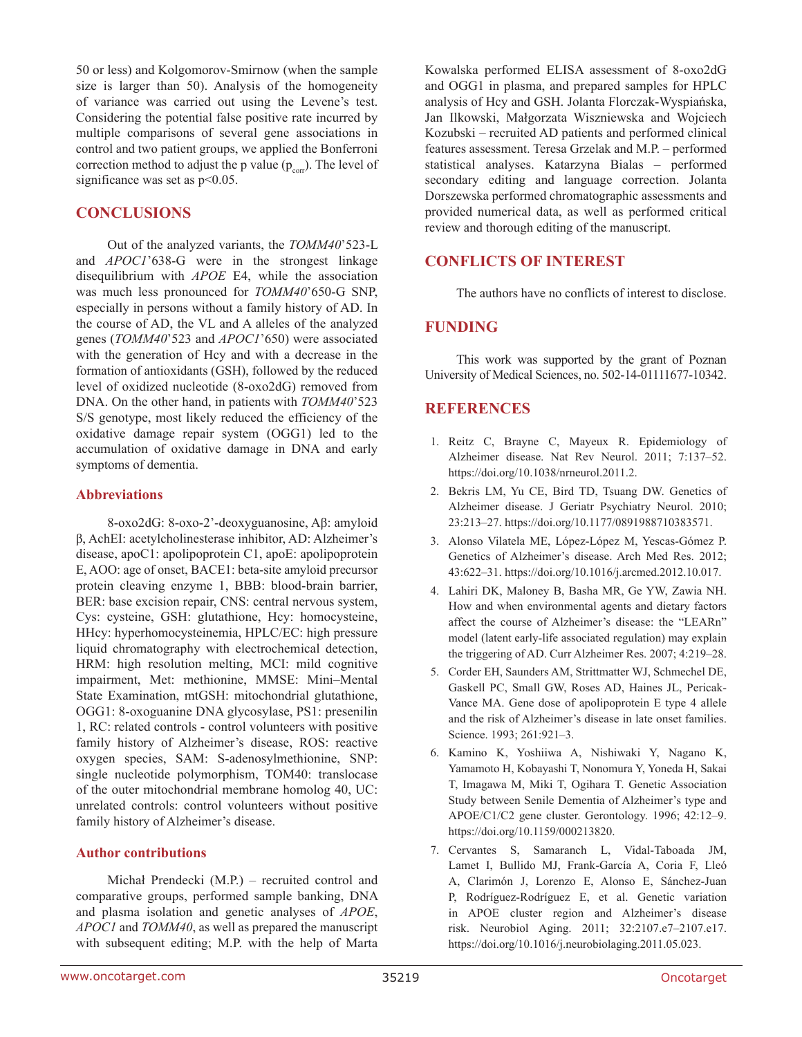50 or less) and Kolgomorov-Smirnow (when the sample size is larger than 50). Analysis of the homogeneity of variance was carried out using the Levene's test. Considering the potential false positive rate incurred by multiple comparisons of several gene associations in control and two patient groups, we applied the Bonferroni correction method to adjust the p value ($p_{corr}$). The level of significance was set as $p<0.05$.

## CONCLUSIONS

Out of the analyzed variants, the *TOMM40*'523-L and *APOC1*'638-G were in the strongest linkage disequilibrium with *APOE* E4, while the association was much less pronounced for *TOMM40*'650-G SNP, especially in persons without a family history of AD. In the course of AD, the VL and A alleles of the analyzed genes (*TOMM40*'523 and *APOC1*'650) were associated with the generation of Hcy and with a decrease in the formation of antioxidants (GSH), followed by the reduced level of oxidized nucleotide (8-oxo2dG) removed from DNA. On the other hand, in patients with *TOMM40*'523 S/S genotype, most likely reduced the efficiency of the oxidative damage repair system (OGG1) led to the accumulation of oxidative damage in DNA and early symptoms of dementia.

### Abbreviations

8-oxo2dG: 8-oxo-2'-deoxyguanosine, Aβ: amyloid β, AchEI: acetylcholinesterase inhibitor, AD: Alzheimer's disease, apoC1: apolipoprotein C1, apoE: apolipoprotein E, AOO: age of onset, BACE1: beta-site amyloid precursor protein cleaving enzyme 1, BBB: blood-brain barrier, BER: base excision repair, CNS: central nervous system, Cys: cysteine, GSH: glutathione, Hcy: homocysteine, HHcy: hyperhomocysteinemia, HPLC/EC: high pressure liquid chromatography with electrochemical detection, HRM: high resolution melting, MCI: mild cognitive impairment, Met: methionine, MMSE: Mini–Mental State Examination, mtGSH: mitochondrial glutathione, OGG1: 8-oxoguanine DNA glycosylase, PS1: presenilin 1, RC: related controls - control volunteers with positive family history of Alzheimer's disease, ROS: reactive oxygen species, SAM: S-adenosylmethionine, SNP: single nucleotide polymorphism, TOM40: translocase of the outer mitochondrial membrane homolog 40, UC: unrelated controls: control volunteers without positive family history of Alzheimer's disease.

### Author contributions

Michał Prendecki (M.P.) – recruited control and comparative groups, performed sample banking, DNA and plasma isolation and genetic analyses of *APOE*, *APOC1* and *TOMM40*, as well as prepared the manuscript with subsequent editing; M.P. with the help of Marta Kowalska performed ELISA assessment of 8-oxo2dG and OGG1 in plasma, and prepared samples for HPLC analysis of Hcy and GSH. Jolanta Florczak-Wyspiańska, Jan Ilkowski, Małgorzata Wiszniewska and Wojciech Kozubski – recruited AD patients and performed clinical features assessment. Teresa Grzelak and M.P. – performed statistical analyses. Katarzyna Bialas – performed secondary editing and language correction. Jolanta Dorszewska performed chromatographic assessments and provided numerical data, as well as performed critical review and thorough editing of the manuscript.

## CONFLICTS OF INTEREST

The authors have no conflicts of interest to disclose.

## FUNDING

This work was supported by the grant of Poznan University of Medical Sciences, no. 502-14-01111677-10342.

## REFERENCES

1. Reitz C, Brayne C, Mayeux R. Epidemiology of Alzheimer disease. Nat Rev Neurol. 2011; 7:137–52. https://doi.org/10.1038/nrneurol.2011.2.
2. Bekris LM, Yu CE, Bird TD, Tsuang DW. Genetics of Alzheimer disease. J Geriatr Psychiatry Neurol. 2010; 23:213–27. https://doi.org/10.1177/0891988710383571.
3. Alonso Vilatela ME, López-López M, Yescas-Gómez P. Genetics of Alzheimer's disease. Arch Med Res. 2012; 43:622–31. https://doi.org/10.1016/j.arcmed.2012.10.017.
4. Lahiri DK, Maloney B, Basha MR, Ge YW, Zawia NH. How and when environmental agents and dietary factors affect the course of Alzheimer's disease: the "LEARn" model (latent early-life associated regulation) may explain the triggering of AD. Curr Alzheimer Res. 2007; 4:219–28.
5. Corder EH, Saunders AM, Strittmatter WJ, Schmechel DE, Gaskell PC, Small GW, Roses AD, Haines JL, Pericak-Vance MA. Gene dose of apolipoprotein E type 4 allele and the risk of Alzheimer's disease in late onset families. Science. 1993; 261:921–3.
6. Kamino K, Yoshiiwa A, Nishiwaki Y, Nagano K, Yamamoto H, Kobayashi T, Nonomura Y, Yoneda H, Sakai T, Imagawa M, Miki T, Ogihara T. Genetic Association Study between Senile Dementia of Alzheimer's type and APOE/C1/C2 gene cluster. Gerontology. 1996; 42:12–9. https://doi.org/10.1159/000213820.
7. Cervantes S, Samaranch L, Vidal-Taboada JM, Lamet I, Bullido MJ, Frank-García A, Coria F, Lleó A, Clarimón J, Lorenzo E, Alonso E, Sánchez-Juan P, Rodríguez-Rodríguez E, et al. Genetic variation in APOE cluster region and Alzheimer's disease risk. Neurobiol Aging. 2011; 32:2107.e7–2107.e17. https://doi.org/10.1016/j.neurobiolaging.2011.05.023.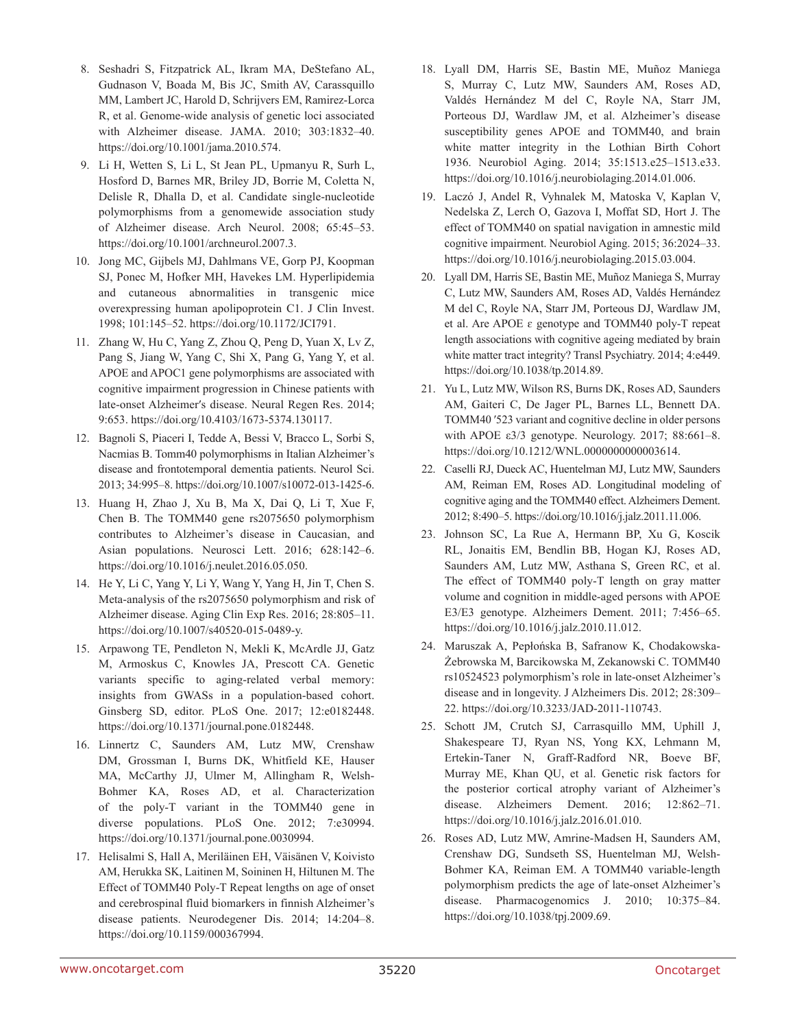8. Seshadri S, Fitzpatrick AL, Ikram MA, DeStefano AL, Gudnason V, Boada M, Bis JC, Smith AV, Carassquillo MM, Lambert JC, Harold D, Schrijvers EM, Ramirez-Lorca R, et al. Genome-wide analysis of genetic loci associated with Alzheimer disease. JAMA. 2010; 303:1832–40. https://doi.org/10.1001/jama.2010.574.

9. Li H, Wetten S, Li L, St Jean PL, Upmanyu R, Surh L, Hosford D, Barnes MR, Briley JD, Borrie M, Coletta N, Delisle R, Dhalla D, et al. Candidate single-nucleotide polymorphisms from a genomewide association study of Alzheimer disease. Arch Neurol. 2008; 65:45–53. https://doi.org/10.1001/archneurol.2007.3.

10. Jong MC, Gijbels MJ, Dahlmans VE, Gorp PJ, Koopman SJ, Ponec M, Hofker MH, Havekes LM. Hyperlipidemia and cutaneous abnormalities in transgenic mice overexpressing human apolipoprotein C1. J Clin Invest. 1998; 101:145–52. https://doi.org/10.1172/JCI791.

11. Zhang W, Hu C, Yang Z, Zhou Q, Peng D, Yuan X, Lv Z, Pang S, Jiang W, Yang C, Shi X, Pang G, Yang Y, et al. APOE and APOC1 gene polymorphisms are associated with cognitive impairment progression in Chinese patients with late-onset Alzheimer′s disease. Neural Regen Res. 2014; 9:653. https://doi.org/10.4103/1673-5374.130117.

12. Bagnoli S, Piaceri I, Tedde A, Bessi V, Bracco L, Sorbi S, Nacmias B. Tomm40 polymorphisms in Italian Alzheimer's disease and frontotemporal dementia patients. Neurol Sci. 2013; 34:995–8. https://doi.org/10.1007/s10072-013-1425-6.

13. Huang H, Zhao J, Xu B, Ma X, Dai Q, Li T, Xue F, Chen B. The TOMM40 gene rs2075650 polymorphism contributes to Alzheimer's disease in Caucasian, and Asian populations. Neurosci Lett. 2016; 628:142–6. https://doi.org/10.1016/j.neulet.2016.05.050.

14. He Y, Li C, Yang Y, Li Y, Wang Y, Yang H, Jin T, Chen S. Meta-analysis of the rs2075650 polymorphism and risk of Alzheimer disease. Aging Clin Exp Res. 2016; 28:805–11. https://doi.org/10.1007/s40520-015-0489-y.

15. Arpawong TE, Pendleton N, Mekli K, McArdle JJ, Gatz M, Armoskus C, Knowles JA, Prescott CA. Genetic variants specific to aging-related verbal memory: insights from GWASs in a population-based cohort. Ginsberg SD, editor. PLoS One. 2017; 12:e0182448. https://doi.org/10.1371/journal.pone.0182448.

16. Linnertz C, Saunders AM, Lutz MW, Crenshaw DM, Grossman I, Burns DK, Whitfield KE, Hauser MA, McCarthy JJ, Ulmer M, Allingham R, Welsh-Bohmer KA, Roses AD, et al. Characterization of the poly-T variant in the TOMM40 gene in diverse populations. PLoS One. 2012; 7:e30994. https://doi.org/10.1371/journal.pone.0030994.

17. Helisalmi S, Hall A, Meriläinen EH, Väisänen V, Koivisto AM, Herukka SK, Laitinen M, Soininen H, Hiltunen M. The Effect of TOMM40 Poly-T Repeat lengths on age of onset and cerebrospinal fluid biomarkers in finnish Alzheimer's disease patients. Neurodegener Dis. 2014; 14:204–8. https://doi.org/10.1159/000367994.

18. Lyall DM, Harris SE, Bastin ME, Muñoz Maniega S, Murray C, Lutz MW, Saunders AM, Roses AD, Valdés Hernández M del C, Royle NA, Starr JM, Porteous DJ, Wardlaw JM, et al. Alzheimer's disease susceptibility genes APOE and TOMM40, and brain white matter integrity in the Lothian Birth Cohort 1936. Neurobiol Aging. 2014; 35:1513.e25–1513.e33. https://doi.org/10.1016/j.neurobiolaging.2014.01.006.

19. Laczó J, Andel R, Vyhnalek M, Matoska V, Kaplan V, Nedelska Z, Lerch O, Gazova I, Moffat SD, Hort J. The effect of TOMM40 on spatial navigation in amnestic mild cognitive impairment. Neurobiol Aging. 2015; 36:2024–33. https://doi.org/10.1016/j.neurobiolaging.2015.03.004.

20. Lyall DM, Harris SE, Bastin ME, Muñoz Maniega S, Murray C, Lutz MW, Saunders AM, Roses AD, Valdés Hernández M del C, Royle NA, Starr JM, Porteous DJ, Wardlaw JM, et al. Are APOE ε genotype and TOMM40 poly-T repeat length associations with cognitive ageing mediated by brain white matter tract integrity? Transl Psychiatry. 2014; 4:e449. https://doi.org/10.1038/tp.2014.89.

21. Yu L, Lutz MW, Wilson RS, Burns DK, Roses AD, Saunders AM, Gaiteri C, De Jager PL, Barnes LL, Bennett DA. TOMM40 ′523 variant and cognitive decline in older persons with APOE ε3/3 genotype. Neurology. 2017; 88:661–8. https://doi.org/10.1212/WNL.0000000000003614.

22. Caselli RJ, Dueck AC, Huentelman MJ, Lutz MW, Saunders AM, Reiman EM, Roses AD. Longitudinal modeling of cognitive aging and the TOMM40 effect. Alzheimers Dement. 2012; 8:490–5. https://doi.org/10.1016/j.jalz.2011.11.006.

23. Johnson SC, La Rue A, Hermann BP, Xu G, Koscik RL, Jonaitis EM, Bendlin BB, Hogan KJ, Roses AD, Saunders AM, Lutz MW, Asthana S, Green RC, et al. The effect of TOMM40 poly-T length on gray matter volume and cognition in middle-aged persons with APOE E3/E3 genotype. Alzheimers Dement. 2011; 7:456–65. https://doi.org/10.1016/j.jalz.2010.11.012.

24. Maruszak A, Pepłońska B, Safranow K, Chodakowska-Żebrowska M, Barcikowska M, Zekanowski C. TOMM40 rs10524523 polymorphism's role in late-onset Alzheimer's disease and in longevity. J Alzheimers Dis. 2012; 28:309–22. https://doi.org/10.3233/JAD-2011-110743.

25. Schott JM, Crutch SJ, Carrasquillo MM, Uphill J, Shakespeare TJ, Ryan NS, Yong KX, Lehmann M, Ertekin-Taner N, Graff-Radford NR, Boeve BF, Murray ME, Khan QU, et al. Genetic risk factors for the posterior cortical atrophy variant of Alzheimer's disease. Alzheimers Dement. 2016; 12:862–71. https://doi.org/10.1016/j.jalz.2016.01.010.

26. Roses AD, Lutz MW, Amrine-Madsen H, Saunders AM, Crenshaw DG, Sundseth SS, Huentelman MJ, Welsh-Bohmer KA, Reiman EM. A TOMM40 variable-length polymorphism predicts the age of late-onset Alzheimer's disease. Pharmacogenomics J. 2010; 10:375–84. https://doi.org/10.1038/tpj.2009.69.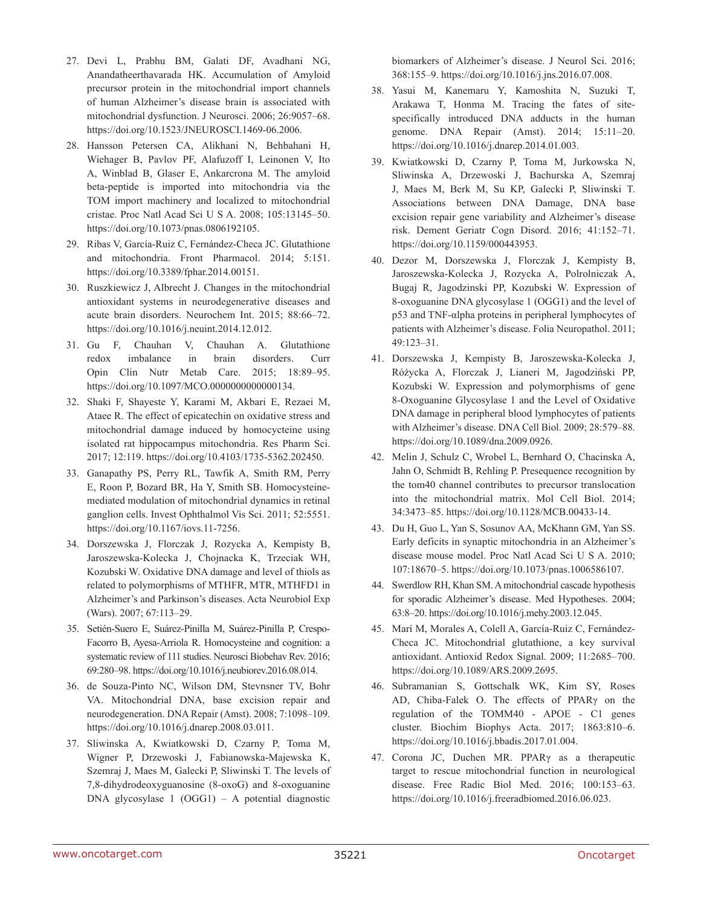27. Devi L, Prabhu BM, Galati DF, Avadhani NG, Anandatheerthavarada HK. Accumulation of Amyloid precursor protein in the mitochondrial import channels of human Alzheimer's disease brain is associated with mitochondrial dysfunction. J Neurosci. 2006; 26:9057–68. https://doi.org/10.1523/JNEUROSCI.1469-06.2006.

28. Hansson Petersen CA, Alikhani N, Behbahani H, Wiehager B, Pavlov PF, Alafuzoff I, Leinonen V, Ito A, Winblad B, Glaser E, Ankarcrona M. The amyloid beta-peptide is imported into mitochondria via the TOM import machinery and localized to mitochondrial cristae. Proc Natl Acad Sci U S A. 2008; 105:13145–50. https://doi.org/10.1073/pnas.0806192105.

29. Ribas V, García-Ruiz C, Fernández-Checa JC. Glutathione and mitochondria. Front Pharmacol. 2014; 5:151. https://doi.org/10.3389/fphar.2014.00151.

30. Ruszkiewicz J, Albrecht J. Changes in the mitochondrial antioxidant systems in neurodegenerative diseases and acute brain disorders. Neurochem Int. 2015; 88:66–72. https://doi.org/10.1016/j.neuint.2014.12.012.

31. Gu F, Chauhan V, Chauhan A. Glutathione redox imbalance in brain disorders. Curr Opin Clin Nutr Metab Care. 2015; 18:89–95. https://doi.org/10.1097/MCO.0000000000000134.

32. Shaki F, Shayeste Y, Karami M, Akbari E, Rezaei M, Ataee R. The effect of epicatechin on oxidative stress and mitochondrial damage induced by homocycteine using isolated rat hippocampus mitochondria. Res Pharm Sci. 2017; 12:119. https://doi.org/10.4103/1735-5362.202450.

33. Ganapathy PS, Perry RL, Tawfik A, Smith RM, Perry E, Roon P, Bozard BR, Ha Y, Smith SB. Homocysteine-mediated modulation of mitochondrial dynamics in retinal ganglion cells. Invest Ophthalmol Vis Sci. 2011; 52:5551. https://doi.org/10.1167/iovs.11-7256.

34. Dorszewska J, Florczak J, Rozycka A, Kempisty B, Jaroszewska-Kolecka J, Chojnacka K, Trzeciak WH, Kozubski W. Oxidative DNA damage and level of thiols as related to polymorphisms of MTHFR, MTR, MTHFD1 in Alzheimer's and Parkinson's diseases. Acta Neurobiol Exp (Wars). 2007; 67:113–29.

35. Setién-Suero E, Suárez-Pinilla M, Suárez-Pinilla P, Crespo-Facorro B, Ayesa-Arriola R. Homocysteine and cognition: a systematic review of 111 studies. Neurosci Biobehav Rev. 2016; 69:280–98. https://doi.org/10.1016/j.neubiorev.2016.08.014.

36. de Souza-Pinto NC, Wilson DM, Stevnsner TV, Bohr VA. Mitochondrial DNA, base excision repair and neurodegeneration. DNA Repair (Amst). 2008; 7:1098–109. https://doi.org/10.1016/j.dnarep.2008.03.011.

37. Sliwinska A, Kwiatkowski D, Czarny P, Toma M, Wigner P, Drzewoski J, Fabianowska-Majewska K, Szemraj J, Maes M, Galecki P, Sliwinski T. The levels of 7,8-dihydrodeoxyguanosine (8-oxoG) and 8-oxoguanine DNA glycosylase 1 (OGG1) – A potential diagnostic biomarkers of Alzheimer's disease. J Neurol Sci. 2016; 368:155–9. https://doi.org/10.1016/j.jns.2016.07.008.

38. Yasui M, Kanemaru Y, Kamoshita N, Suzuki T, Arakawa T, Honma M. Tracing the fates of site-specifically introduced DNA adducts in the human genome. DNA Repair (Amst). 2014; 15:11–20. https://doi.org/10.1016/j.dnarep.2014.01.003.

39. Kwiatkowski D, Czarny P, Toma M, Jurkowska N, Sliwinska A, Drzewoski J, Bachurska A, Szemraj J, Maes M, Berk M, Su KP, Galecki P, Sliwinski T. Associations between DNA Damage, DNA base excision repair gene variability and Alzheimer's disease risk. Dement Geriatr Cogn Disord. 2016; 41:152–71. https://doi.org/10.1159/000443953.

40. Dezor M, Dorszewska J, Florczak J, Kempisty B, Jaroszewska-Kolecka J, Rozycka A, Polrolniczak A, Bugaj R, Jagodzinski PP, Kozubski W. Expression of 8-oxoguanine DNA glycosylase 1 (OGG1) and the level of p53 and TNF-αlpha proteins in peripheral lymphocytes of patients with Alzheimer's disease. Folia Neuropathol. 2011; 49:123–31.

41. Dorszewska J, Kempisty B, Jaroszewska-Kolecka J, Różycka A, Florczak J, Lianeri M, Jagodziński PP, Kozubski W. Expression and polymorphisms of gene 8-Oxoguanine Glycosylase 1 and the Level of Oxidative DNA damage in peripheral blood lymphocytes of patients with Alzheimer's disease. DNA Cell Biol. 2009; 28:579–88. https://doi.org/10.1089/dna.2009.0926.

42. Melin J, Schulz C, Wrobel L, Bernhard O, Chacinska A, Jahn O, Schmidt B, Rehling P. Presequence recognition by the tom40 channel contributes to precursor translocation into the mitochondrial matrix. Mol Cell Biol. 2014; 34:3473–85. https://doi.org/10.1128/MCB.00433-14.

43. Du H, Guo L, Yan S, Sosunov AA, McKhann GM, Yan SS. Early deficits in synaptic mitochondria in an Alzheimer's disease mouse model. Proc Natl Acad Sci U S A. 2010; 107:18670–5. https://doi.org/10.1073/pnas.1006586107.

44. Swerdlow RH, Khan SM. A mitochondrial cascade hypothesis for sporadic Alzheimer's disease. Med Hypotheses. 2004; 63:8–20. https://doi.org/10.1016/j.mehy.2003.12.045.

45. Marí M, Morales A, Colell A, García-Ruiz C, Fernández-Checa JC. Mitochondrial glutathione, a key survival antioxidant. Antioxid Redox Signal. 2009; 11:2685–700. https://doi.org/10.1089/ARS.2009.2695.

46. Subramanian S, Gottschalk WK, Kim SY, Roses AD, Chiba-Falek O. The effects of PPARγ on the regulation of the TOMM40 - APOE - C1 genes cluster. Biochim Biophys Acta. 2017; 1863:810–6. https://doi.org/10.1016/j.bbadis.2017.01.004.

47. Corona JC, Duchen MR. PPARγ as a therapeutic target to rescue mitochondrial function in neurological disease. Free Radic Biol Med. 2016; 100:153–63. https://doi.org/10.1016/j.freeradbiomed.2016.06.023.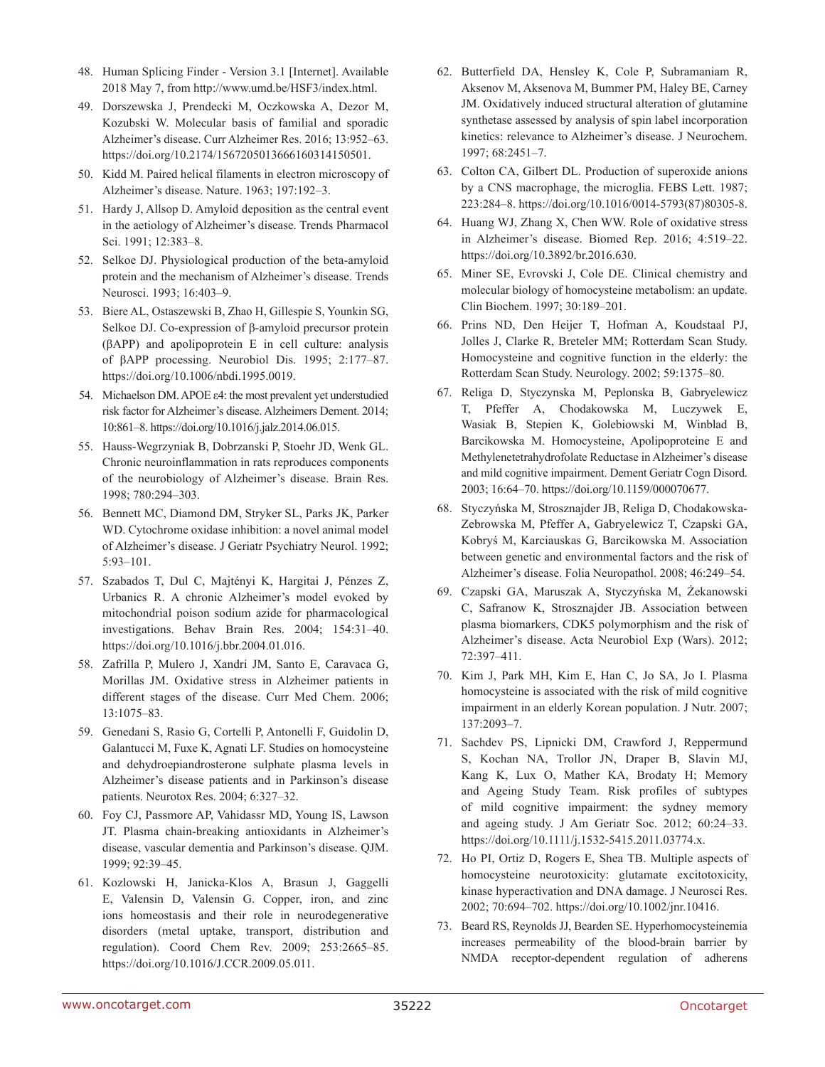48. Human Splicing Finder - Version 3.1 [Internet]. Available 2018 May 7, from http://www.umd.be/HSF3/index.html.
49. Dorszewska J, Prendecki M, Oczkowska A, Dezor M, Kozubski W. Molecular basis of familial and sporadic Alzheimer's disease. Curr Alzheimer Res. 2016; 13:952–63. https://doi.org/10.2174/1567205013666160314150501.
50. Kidd M. Paired helical filaments in electron microscopy of Alzheimer's disease. Nature. 1963; 197:192–3.
51. Hardy J, Allsop D. Amyloid deposition as the central event in the aetiology of Alzheimer's disease. Trends Pharmacol Sci. 1991; 12:383–8.
52. Selkoe DJ. Physiological production of the beta-amyloid protein and the mechanism of Alzheimer's disease. Trends Neurosci. 1993; 16:403–9.
53. Biere AL, Ostaszewski B, Zhao H, Gillespie S, Younkin SG, Selkoe DJ. Co-expression of β-amyloid precursor protein (βAPP) and apolipoprotein E in cell culture: analysis of βAPP processing. Neurobiol Dis. 1995; 2:177–87. https://doi.org/10.1006/nbdi.1995.0019.
54. Michaelson DM. APOE ε4: the most prevalent yet understudied risk factor for Alzheimer's disease. Alzheimers Dement. 2014; 10:861–8. https://doi.org/10.1016/j.jalz.2014.06.015.
55. Hauss-Wegrzyniak B, Dobrzanski P, Stoehr JD, Wenk GL. Chronic neuroinflammation in rats reproduces components of the neurobiology of Alzheimer's disease. Brain Res. 1998; 780:294–303.
56. Bennett MC, Diamond DM, Stryker SL, Parks JK, Parker WD. Cytochrome oxidase inhibition: a novel animal model of Alzheimer's disease. J Geriatr Psychiatry Neurol. 1992; 5:93–101.
57. Szabados T, Dul C, Majtényi K, Hargitai J, Pénzes Z, Urbanics R. A chronic Alzheimer's model evoked by mitochondrial poison sodium azide for pharmacological investigations. Behav Brain Res. 2004; 154:31–40. https://doi.org/10.1016/j.bbr.2004.01.016.
58. Zafrilla P, Mulero J, Xandri JM, Santo E, Caravaca G, Morillas JM. Oxidative stress in Alzheimer patients in different stages of the disease. Curr Med Chem. 2006; 13:1075–83.
59. Genedani S, Rasio G, Cortelli P, Antonelli F, Guidolin D, Galantucci M, Fuxe K, Agnati LF. Studies on homocysteine and dehydroepiandrosterone sulphate plasma levels in Alzheimer's disease patients and in Parkinson's disease patients. Neurotox Res. 2004; 6:327–32.
60. Foy CJ, Passmore AP, Vahidassr MD, Young IS, Lawson JT. Plasma chain-breaking antioxidants in Alzheimer's disease, vascular dementia and Parkinson's disease. QJM. 1999; 92:39–45.
61. Kozlowski H, Janicka-Klos A, Brasun J, Gaggelli E, Valensin D, Valensin G. Copper, iron, and zinc ions homeostasis and their role in neurodegenerative disorders (metal uptake, transport, distribution and regulation). Coord Chem Rev. 2009; 253:2665–85. https://doi.org/10.1016/J.CCR.2009.05.011.
62. Butterfield DA, Hensley K, Cole P, Subramaniam R, Aksenov M, Aksenova M, Bummer PM, Haley BE, Carney JM. Oxidatively induced structural alteration of glutamine synthetase assessed by analysis of spin label incorporation kinetics: relevance to Alzheimer's disease. J Neurochem. 1997; 68:2451–7.
63. Colton CA, Gilbert DL. Production of superoxide anions by a CNS macrophage, the microglia. FEBS Lett. 1987; 223:284–8. https://doi.org/10.1016/0014-5793(87)80305-8.
64. Huang WJ, Zhang X, Chen WW. Role of oxidative stress in Alzheimer's disease. Biomed Rep. 2016; 4:519–22. https://doi.org/10.3892/br.2016.630.
65. Miner SE, Evrovski J, Cole DE. Clinical chemistry and molecular biology of homocysteine metabolism: an update. Clin Biochem. 1997; 30:189–201.
66. Prins ND, Den Heijer T, Hofman A, Koudstaal PJ, Jolles J, Clarke R, Breteler MM; Rotterdam Scan Study. Homocysteine and cognitive function in the elderly: the Rotterdam Scan Study. Neurology. 2002; 59:1375–80.
67. Religa D, Styczynska M, Peplonska B, Gabryelewicz T, Pfeffer A, Chodakowska M, Luczywek E, Wasiak B, Stepien K, Golebiowski M, Winblad B, Barcikowska M. Homocysteine, Apolipoproteine E and Methylenetetrahydrofolate Reductase in Alzheimer's disease and mild cognitive impairment. Dement Geriatr Cogn Disord. 2003; 16:64–70. https://doi.org/10.1159/000070677.
68. Styczyńska M, Strosznajder JB, Religa D, Chodakowska-Zebrowska M, Pfeffer A, Gabryelewicz T, Czapski GA, Kobryś M, Karciauskas G, Barcikowska M. Association between genetic and environmental factors and the risk of Alzheimer's disease. Folia Neuropathol. 2008; 46:249–54.
69. Czapski GA, Maruszak A, Styczyńska M, Żekanowski C, Safranow K, Strosznajder JB. Association between plasma biomarkers, CDK5 polymorphism and the risk of Alzheimer's disease. Acta Neurobiol Exp (Wars). 2012; 72:397–411.
70. Kim J, Park MH, Kim E, Han C, Jo SA, Jo I. Plasma homocysteine is associated with the risk of mild cognitive impairment in an elderly Korean population. J Nutr. 2007; 137:2093–7.
71. Sachdev PS, Lipnicki DM, Crawford J, Reppermund S, Kochan NA, Trollor JN, Draper B, Slavin MJ, Kang K, Lux O, Mather KA, Brodaty H; Memory and Ageing Study Team. Risk profiles of subtypes of mild cognitive impairment: the sydney memory and ageing study. J Am Geriatr Soc. 2012; 60:24–33. https://doi.org/10.1111/j.1532-5415.2011.03774.x.
72. Ho PI, Ortiz D, Rogers E, Shea TB. Multiple aspects of homocysteine neurotoxicity: glutamate excitotoxicity, kinase hyperactivation and DNA damage. J Neurosci Res. 2002; 70:694–702. https://doi.org/10.1002/jnr.10416.
73. Beard RS, Reynolds JJ, Bearden SE. Hyperhomocysteinemia increases permeability of the blood-brain barrier by NMDA receptor-dependent regulation of adherens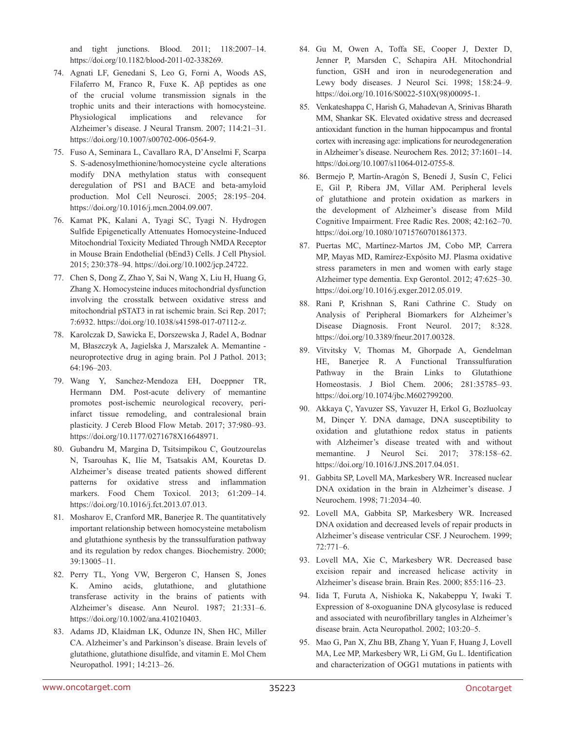and tight junctions. Blood. 2011; 118:2007–14. https://doi.org/10.1182/blood-2011-02-338269.

74. Agnati LF, Genedani S, Leo G, Forni A, Woods AS, Filaferro M, Franco R, Fuxe K. Aβ peptides as one of the crucial volume transmission signals in the trophic units and their interactions with homocysteine. Physiological implications and relevance for Alzheimer's disease. J Neural Transm. 2007; 114:21–31. https://doi.org/10.1007/s00702-006-0564-9.

75. Fuso A, Seminara L, Cavallaro RA, D'Anselmi F, Scarpa S. S-adenosylmethionine/homocysteine cycle alterations modify DNA methylation status with consequent deregulation of PS1 and BACE and beta-amyloid production. Mol Cell Neurosci. 2005; 28:195–204. https://doi.org/10.1016/j.mcn.2004.09.007.

76. Kamat PK, Kalani A, Tyagi SC, Tyagi N. Hydrogen Sulfide Epigenetically Attenuates Homocysteine-Induced Mitochondrial Toxicity Mediated Through NMDA Receptor in Mouse Brain Endothelial (bEnd3) Cells. J Cell Physiol. 2015; 230:378–94. https://doi.org/10.1002/jcp.24722.

77. Chen S, Dong Z, Zhao Y, Sai N, Wang X, Liu H, Huang G, Zhang X. Homocysteine induces mitochondrial dysfunction involving the crosstalk between oxidative stress and mitochondrial pSTAT3 in rat ischemic brain. Sci Rep. 2017; 7:6932. https://doi.org/10.1038/s41598-017-07112-z.

78. Karolczak D, Sawicka E, Dorszewska J, Radel A, Bodnar M, Błaszczyk A, Jagielska J, Marszałek A. Memantine - neuroprotective drug in aging brain. Pol J Pathol. 2013; 64:196–203.

79. Wang Y, Sanchez-Mendoza EH, Doeppner TR, Hermann DM. Post-acute delivery of memantine promotes post-ischemic neurological recovery, peri-infarct tissue remodeling, and contralesional brain plasticity. J Cereb Blood Flow Metab. 2017; 37:980–93. https://doi.org/10.1177/0271678X16648971.

80. Gubandru M, Margina D, Tsitsimpikou C, Goutzourelas N, Tsarouhas K, Ilie M, Tsatsakis AM, Kouretas D. Alzheimer's disease treated patients showed different patterns for oxidative stress and inflammation markers. Food Chem Toxicol. 2013; 61:209–14. https://doi.org/10.1016/j.fct.2013.07.013.

81. Mosharov E, Cranford MR, Banerjee R. The quantitatively important relationship between homocysteine metabolism and glutathione synthesis by the transsulfuration pathway and its regulation by redox changes. Biochemistry. 2000; 39:13005–11.

82. Perry TL, Yong VW, Bergeron C, Hansen S, Jones K. Amino acids, glutathione, and glutathione transferase activity in the brains of patients with Alzheimer's disease. Ann Neurol. 1987; 21:331–6. https://doi.org/10.1002/ana.410210403.

83. Adams JD, Klaidman LK, Odunze IN, Shen HC, Miller CA. Alzheimer's and Parkinson's disease. Brain levels of glutathione, glutathione disulfide, and vitamin E. Mol Chem Neuropathol. 1991; 14:213–26.

84. Gu M, Owen A, Toffa SE, Cooper J, Dexter D, Jenner P, Marsden C, Schapira AH. Mitochondrial function, GSH and iron in neurodegeneration and Lewy body diseases. J Neurol Sci. 1998; 158:24–9. https://doi.org/10.1016/S0022-510X(98)00095-1.

85. Venkateshappa C, Harish G, Mahadevan A, Srinivas Bharath MM, Shankar SK. Elevated oxidative stress and decreased antioxidant function in the human hippocampus and frontal cortex with increasing age: implications for neurodegeneration in Alzheimer's disease. Neurochem Res. 2012; 37:1601–14. https://doi.org/10.1007/s11064-012-0755-8.

86. Bermejo P, Martín-Aragón S, Benedí J, Susín C, Felici E, Gil P, Ribera JM, Villar AM. Peripheral levels of glutathione and protein oxidation as markers in the development of Alzheimer's disease from Mild Cognitive Impairment. Free Radic Res. 2008; 42:162–70. https://doi.org/10.1080/10715760701861373.

87. Puertas MC, Martínez-Martos JM, Cobo MP, Carrera MP, Mayas MD, Ramírez-Expósito MJ. Plasma oxidative stress parameters in men and women with early stage Alzheimer type dementia. Exp Gerontol. 2012; 47:625–30. https://doi.org/10.1016/j.exger.2012.05.019.

88. Rani P, Krishnan S, Rani Cathrine C. Study on Analysis of Peripheral Biomarkers for Alzheimer's Disease Diagnosis. Front Neurol. 2017; 8:328. https://doi.org/10.3389/fneur.2017.00328.

89. Vitvitsky V, Thomas M, Ghorpade A, Gendelman HE, Banerjee R. A Functional Transsulfuration Pathway in the Brain Links to Glutathione Homeostasis. J Biol Chem. 2006; 281:35785–93. https://doi.org/10.1074/jbc.M602799200.

90. Akkaya Ç, Yavuzer SS, Yavuzer H, Erkol G, Bozluolcay M, Dinçer Y. DNA damage, DNA susceptibility to oxidation and glutathione redox status in patients with Alzheimer's disease treated with and without memantine. J Neurol Sci. 2017; 378:158–62. https://doi.org/10.1016/J.JNS.2017.04.051.

91. Gabbita SP, Lovell MA, Markesbery WR. Increased nuclear DNA oxidation in the brain in Alzheimer's disease. J Neurochem. 1998; 71:2034–40.

92. Lovell MA, Gabbita SP, Markesbery WR. Increased DNA oxidation and decreased levels of repair products in Alzheimer's disease ventricular CSF. J Neurochem. 1999; 72:771–6.

93. Lovell MA, Xie C, Markesbery WR. Decreased base excision repair and increased helicase activity in Alzheimer's disease brain. Brain Res. 2000; 855:116–23.

94. Iida T, Furuta A, Nishioka K, Nakabeppu Y, Iwaki T. Expression of 8-oxoguanine DNA glycosylase is reduced and associated with neurofibrillary tangles in Alzheimer's disease brain. Acta Neuropathol. 2002; 103:20–5.

95. Mao G, Pan X, Zhu BB, Zhang Y, Yuan F, Huang J, Lovell MA, Lee MP, Markesbery WR, Li GM, Gu L. Identification and characterization of OGG1 mutations in patients with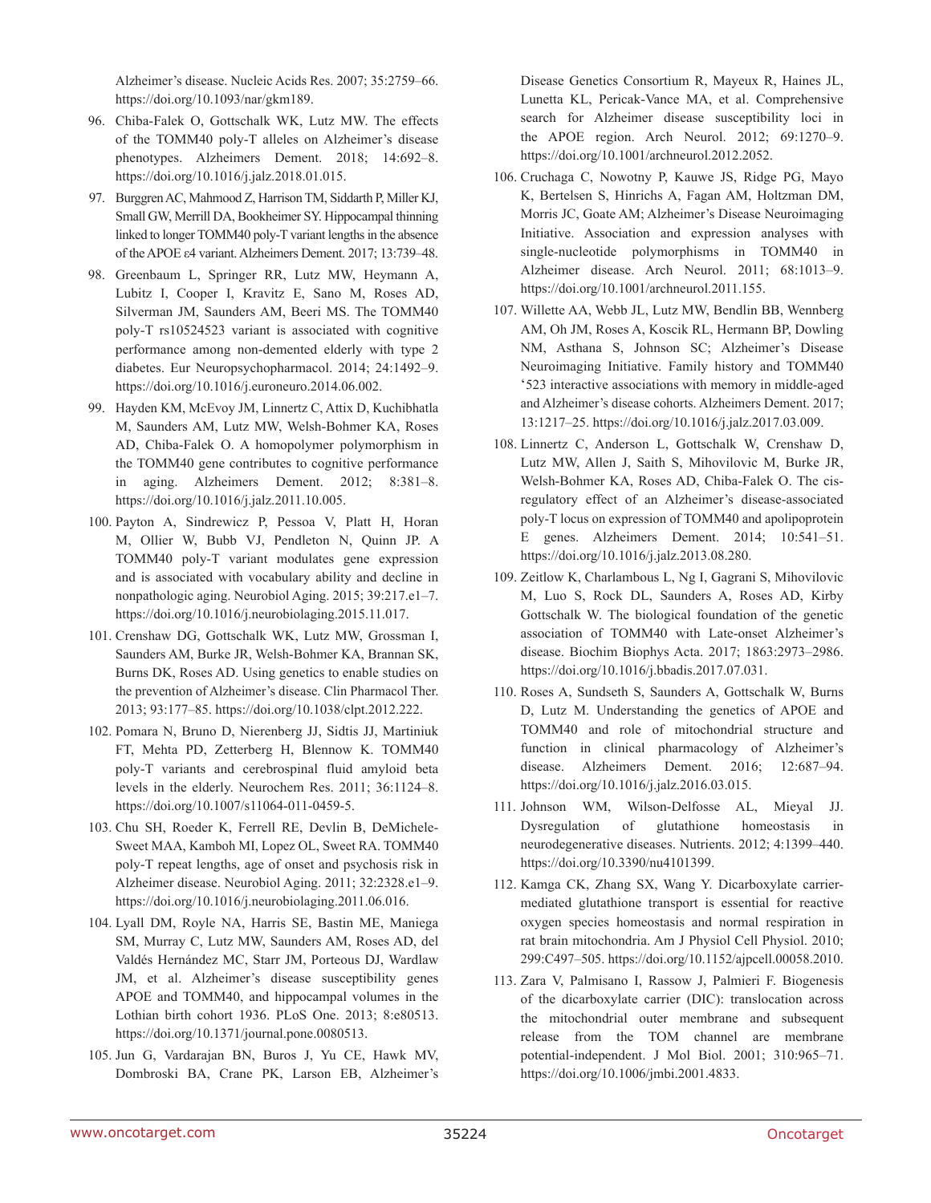Alzheimer's disease. Nucleic Acids Res. 2007; 35:2759–66. https://doi.org/10.1093/nar/gkm189.

96. Chiba-Falek O, Gottschalk WK, Lutz MW. The effects of the TOMM40 poly-T alleles on Alzheimer's disease phenotypes. Alzheimers Dement. 2018; 14:692–8. https://doi.org/10.1016/j.jalz.2018.01.015.

97. Burggren AC, Mahmood Z, Harrison TM, Siddarth P, Miller KJ, Small GW, Merrill DA, Bookheimer SY. Hippocampal thinning linked to longer TOMM40 poly-T variant lengths in the absence of the APOE ε4 variant. Alzheimers Dement. 2017; 13:739–48.

98. Greenbaum L, Springer RR, Lutz MW, Heymann A, Lubitz I, Cooper I, Kravitz E, Sano M, Roses AD, Silverman JM, Saunders AM, Beeri MS. The TOMM40 poly-T rs10524523 variant is associated with cognitive performance among non-demented elderly with type 2 diabetes. Eur Neuropsychopharmacol. 2014; 24:1492–9. https://doi.org/10.1016/j.euroneuro.2014.06.002.

99. Hayden KM, McEvoy JM, Linnertz C, Attix D, Kuchibhatla M, Saunders AM, Lutz MW, Welsh-Bohmer KA, Roses AD, Chiba-Falek O. A homopolymer polymorphism in the TOMM40 gene contributes to cognitive performance in aging. Alzheimers Dement. 2012; 8:381–8. https://doi.org/10.1016/j.jalz.2011.10.005.

100. Payton A, Sindrewicz P, Pessoa V, Platt H, Horan M, Ollier W, Bubb VJ, Pendleton N, Quinn JP. A TOMM40 poly-T variant modulates gene expression and is associated with vocabulary ability and decline in nonpathologic aging. Neurobiol Aging. 2015; 39:217.e1–7. https://doi.org/10.1016/j.neurobiolaging.2015.11.017.

101. Crenshaw DG, Gottschalk WK, Lutz MW, Grossman I, Saunders AM, Burke JR, Welsh-Bohmer KA, Brannan SK, Burns DK, Roses AD. Using genetics to enable studies on the prevention of Alzheimer's disease. Clin Pharmacol Ther. 2013; 93:177–85. https://doi.org/10.1038/clpt.2012.222.

102. Pomara N, Bruno D, Nierenberg JJ, Sidtis JJ, Martiniuk FT, Mehta PD, Zetterberg H, Blennow K. TOMM40 poly-T variants and cerebrospinal fluid amyloid beta levels in the elderly. Neurochem Res. 2011; 36:1124–8. https://doi.org/10.1007/s11064-011-0459-5.

103. Chu SH, Roeder K, Ferrell RE, Devlin B, DeMichele-Sweet MAA, Kamboh MI, Lopez OL, Sweet RA. TOMM40 poly-T repeat lengths, age of onset and psychosis risk in Alzheimer disease. Neurobiol Aging. 2011; 32:2328.e1–9. https://doi.org/10.1016/j.neurobiolaging.2011.06.016.

104. Lyall DM, Royle NA, Harris SE, Bastin ME, Maniega SM, Murray C, Lutz MW, Saunders AM, Roses AD, del Valdés Hernández MC, Starr JM, Porteous DJ, Wardlaw JM, et al. Alzheimer's disease susceptibility genes APOE and TOMM40, and hippocampal volumes in the Lothian birth cohort 1936. PLoS One. 2013; 8:e80513. https://doi.org/10.1371/journal.pone.0080513.

105. Jun G, Vardarajan BN, Buros J, Yu CE, Hawk MV, Dombroski BA, Crane PK, Larson EB, Alzheimer's Disease Genetics Consortium R, Mayeux R, Haines JL, Lunetta KL, Pericak-Vance MA, et al. Comprehensive search for Alzheimer disease susceptibility loci in the APOE region. Arch Neurol. 2012; 69:1270–9. https://doi.org/10.1001/archneurol.2012.2052.

106. Cruchaga C, Nowotny P, Kauwe JS, Ridge PG, Mayo K, Bertelsen S, Hinrichs A, Fagan AM, Holtzman DM, Morris JC, Goate AM; Alzheimer's Disease Neuroimaging Initiative. Association and expression analyses with single-nucleotide polymorphisms in TOMM40 in Alzheimer disease. Arch Neurol. 2011; 68:1013–9. https://doi.org/10.1001/archneurol.2011.155.

107. Willette AA, Webb JL, Lutz MW, Bendlin BB, Wennberg AM, Oh JM, Roses A, Koscik RL, Hermann BP, Dowling NM, Asthana S, Johnson SC; Alzheimer's Disease Neuroimaging Initiative. Family history and TOMM40 '523 interactive associations with memory in middle-aged and Alzheimer's disease cohorts. Alzheimers Dement. 2017; 13:1217–25. https://doi.org/10.1016/j.jalz.2017.03.009.

108. Linnertz C, Anderson L, Gottschalk W, Crenshaw D, Lutz MW, Allen J, Saith S, Mihovilovic M, Burke JR, Welsh-Bohmer KA, Roses AD, Chiba-Falek O. The cis-regulatory effect of an Alzheimer's disease-associated poly-T locus on expression of TOMM40 and apolipoprotein E genes. Alzheimers Dement. 2014; 10:541–51. https://doi.org/10.1016/j.jalz.2013.08.280.

109. Zeitlow K, Charlambous L, Ng I, Gagrani S, Mihovilovic M, Luo S, Rock DL, Saunders A, Roses AD, Kirby Gottschalk W. The biological foundation of the genetic association of TOMM40 with Late-onset Alzheimer's disease. Biochim Biophys Acta. 2017; 1863:2973–2986. https://doi.org/10.1016/j.bbadis.2017.07.031.

110. Roses A, Sundseth S, Saunders A, Gottschalk W, Burns D, Lutz M. Understanding the genetics of APOE and TOMM40 and role of mitochondrial structure and function in clinical pharmacology of Alzheimer's disease. Alzheimers Dement. 2016; 12:687–94. https://doi.org/10.1016/j.jalz.2016.03.015.

111. Johnson WM, Wilson-Delfosse AL, Mieyal JJ. Dysregulation of glutathione homeostasis in neurodegenerative diseases. Nutrients. 2012; 4:1399–440. https://doi.org/10.3390/nu4101399.

112. Kamga CK, Zhang SX, Wang Y. Dicarboxylate carrier-mediated glutathione transport is essential for reactive oxygen species homeostasis and normal respiration in rat brain mitochondria. Am J Physiol Cell Physiol. 2010; 299:C497–505. https://doi.org/10.1152/ajpcell.00058.2010.

113. Zara V, Palmisano I, Rassow J, Palmieri F. Biogenesis of the dicarboxylate carrier (DIC): translocation across the mitochondrial outer membrane and subsequent release from the TOM channel are membrane potential-independent. J Mol Biol. 2001; 310:965–71. https://doi.org/10.1006/jmbi.2001.4833.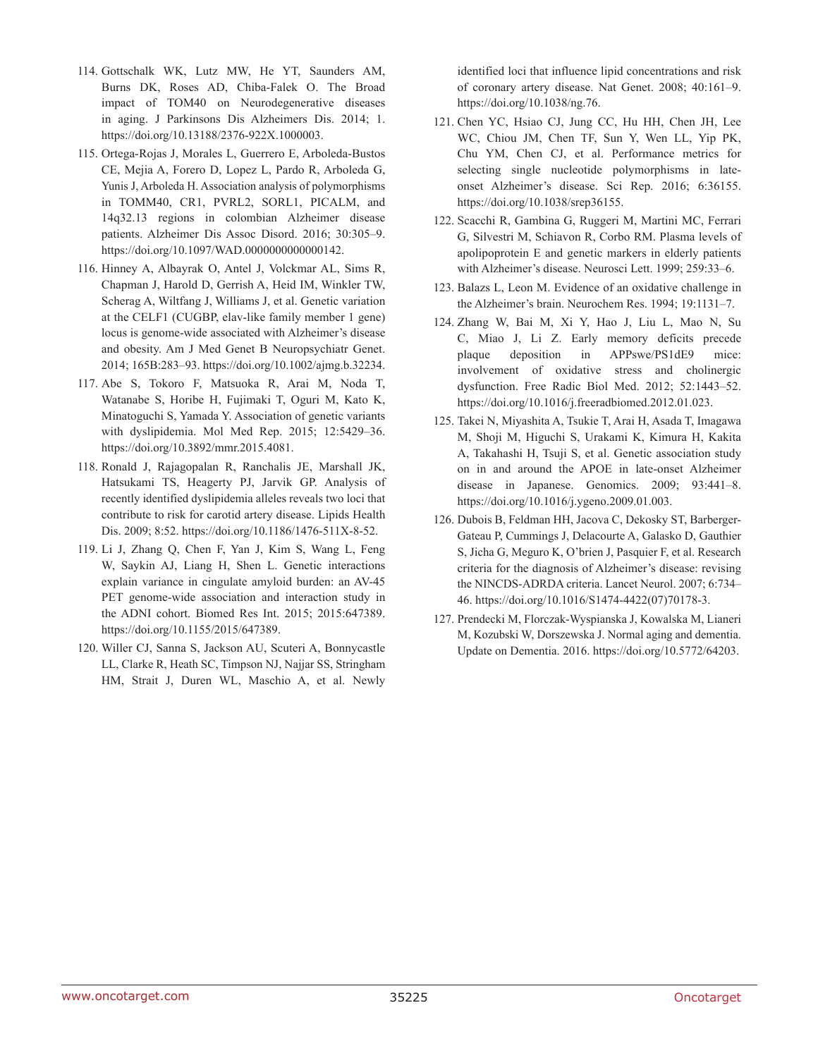114. Gottschalk WK, Lutz MW, He YT, Saunders AM, Burns DK, Roses AD, Chiba-Falek O. The Broad impact of TOM40 on Neurodegenerative diseases in aging. J Parkinsons Dis Alzheimers Dis. 2014; 1. https://doi.org/10.13188/2376-922X.1000003.

115. Ortega-Rojas J, Morales L, Guerrero E, Arboleda-Bustos CE, Mejia A, Forero D, Lopez L, Pardo R, Arboleda G, Yunis J, Arboleda H. Association analysis of polymorphisms in TOMM40, CR1, PVRL2, SORL1, PICALM, and 14q32.13 regions in colombian Alzheimer disease patients. Alzheimer Dis Assoc Disord. 2016; 30:305–9. https://doi.org/10.1097/WAD.0000000000000142.

116. Hinney A, Albayrak O, Antel J, Volckmar AL, Sims R, Chapman J, Harold D, Gerrish A, Heid IM, Winkler TW, Scherag A, Wiltfang J, Williams J, et al. Genetic variation at the CELF1 (CUGBP, elav-like family member 1 gene) locus is genome-wide associated with Alzheimer's disease and obesity. Am J Med Genet B Neuropsychiatr Genet. 2014; 165B:283–93. https://doi.org/10.1002/ajmg.b.32234.

117. Abe S, Tokoro F, Matsuoka R, Arai M, Noda T, Watanabe S, Horibe H, Fujimaki T, Oguri M, Kato K, Minatoguchi S, Yamada Y. Association of genetic variants with dyslipidemia. Mol Med Rep. 2015; 12:5429–36. https://doi.org/10.3892/mmr.2015.4081.

118. Ronald J, Rajagopalan R, Ranchalis JE, Marshall JK, Hatsukami TS, Heagerty PJ, Jarvik GP. Analysis of recently identified dyslipidemia alleles reveals two loci that contribute to risk for carotid artery disease. Lipids Health Dis. 2009; 8:52. https://doi.org/10.1186/1476-511X-8-52.

119. Li J, Zhang Q, Chen F, Yan J, Kim S, Wang L, Feng W, Saykin AJ, Liang H, Shen L. Genetic interactions explain variance in cingulate amyloid burden: an AV-45 PET genome-wide association and interaction study in the ADNI cohort. Biomed Res Int. 2015; 2015:647389. https://doi.org/10.1155/2015/647389.

120. Willer CJ, Sanna S, Jackson AU, Scuteri A, Bonnycastle LL, Clarke R, Heath SC, Timpson NJ, Najjar SS, Stringham HM, Strait J, Duren WL, Maschio A, et al. Newly identified loci that influence lipid concentrations and risk of coronary artery disease. Nat Genet. 2008; 40:161–9. https://doi.org/10.1038/ng.76.

121. Chen YC, Hsiao CJ, Jung CC, Hu HH, Chen JH, Lee WC, Chiou JM, Chen TF, Sun Y, Wen LL, Yip PK, Chu YM, Chen CJ, et al. Performance metrics for selecting single nucleotide polymorphisms in late-onset Alzheimer's disease. Sci Rep. 2016; 6:36155. https://doi.org/10.1038/srep36155.

122. Scacchi R, Gambina G, Ruggeri M, Martini MC, Ferrari G, Silvestri M, Schiavon R, Corbo RM. Plasma levels of apolipoprotein E and genetic markers in elderly patients with Alzheimer's disease. Neurosci Lett. 1999; 259:33–6.

123. Balazs L, Leon M. Evidence of an oxidative challenge in the Alzheimer's brain. Neurochem Res. 1994; 19:1131–7.

124. Zhang W, Bai M, Xi Y, Hao J, Liu L, Mao N, Su C, Miao J, Li Z. Early memory deficits precede plaque deposition in APPswe/PS1dE9 mice: involvement of oxidative stress and cholinergic dysfunction. Free Radic Biol Med. 2012; 52:1443–52. https://doi.org/10.1016/j.freeradbiomed.2012.01.023.

125. Takei N, Miyashita A, Tsukie T, Arai H, Asada T, Imagawa M, Shoji M, Higuchi S, Urakami K, Kimura H, Kakita A, Takahashi H, Tsuji S, et al. Genetic association study on in and around the APOE in late-onset Alzheimer disease in Japanese. Genomics. 2009; 93:441–8. https://doi.org/10.1016/j.ygeno.2009.01.003.

126. Dubois B, Feldman HH, Jacova C, Dekosky ST, Barberger-Gateau P, Cummings J, Delacourte A, Galasko D, Gauthier S, Jicha G, Meguro K, O'brien J, Pasquier F, et al. Research criteria for the diagnosis of Alzheimer's disease: revising the NINCDS-ADRDA criteria. Lancet Neurol. 2007; 6:734–46. https://doi.org/10.1016/S1474-4422(07)70178-3.

127. Prendecki M, Florczak-Wyspianska J, Kowalska M, Lianeri M, Kozubski W, Dorszewska J. Normal aging and dementia. Update on Dementia. 2016. https://doi.org/10.5772/64203.